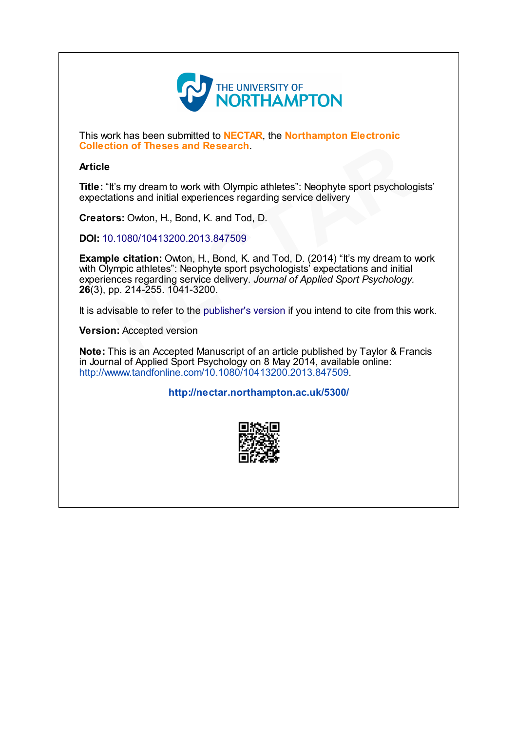THE UNIVERSITY OF NORTHAMPTON

This work has been submitted to **NECTAR**, the **Northampton Electronic Collection of Theses and Research**.

**Article**

**Title:** “It’s my dream to work with Olympic athletes”: Neophyte sport psychologists’ expectations and initial experiences regarding service delivery

**Creators:** Owton, H., Bond, K. and Tod, D.

**DOI:** 10.1080/10413200.2013.847509

**Example citation:** Owton, H., Bond, K. and Tod, D. (2014) “It’s my dream to work with Olympic athletes”: Neophyte sport psychologists’ expectations and initial experiences regarding service delivery. *Journal of Applied Sport Psychology.* **26**(3), pp. 214-255. 1041-3200.

It is advisable to refer to the publisher's version if you intend to cite from this work.

**Version:** Accepted version

**Note:** This is an Accepted Manuscript of an article published by Taylor & Francis in Journal of Applied Sport Psychology on 8 May 2014, available online: http://wwww.tandfonline.com/10.1080/10413200.2013.847509.

**http://nectar.northampton.ac.uk/5300/**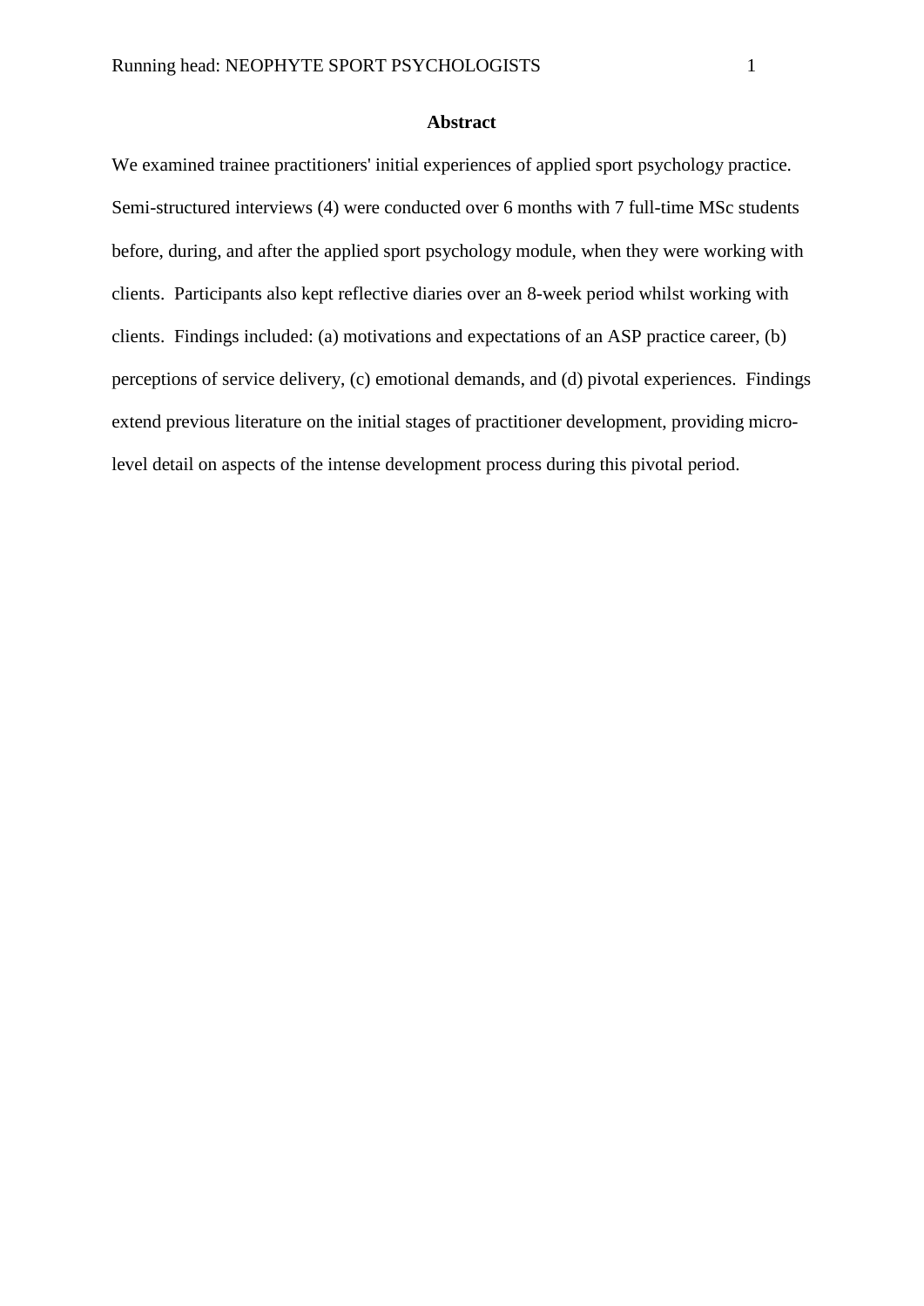# Abstract

We examined trainee practitioners' initial experiences of applied sport psychology practice. Semi-structured interviews (4) were conducted over 6 months with 7 full-time MSc students before, during, and after the applied sport psychology module, when they were working with clients. Participants also kept reflective diaries over an 8-week period whilst working with clients. Findings included: (a) motivations and expectations of an ASP practice career, (b) perceptions of service delivery, (c) emotional demands, and (d) pivotal experiences. Findings extend previous literature on the initial stages of practitioner development, providing micro-level detail on aspects of the intense development process during this pivotal period.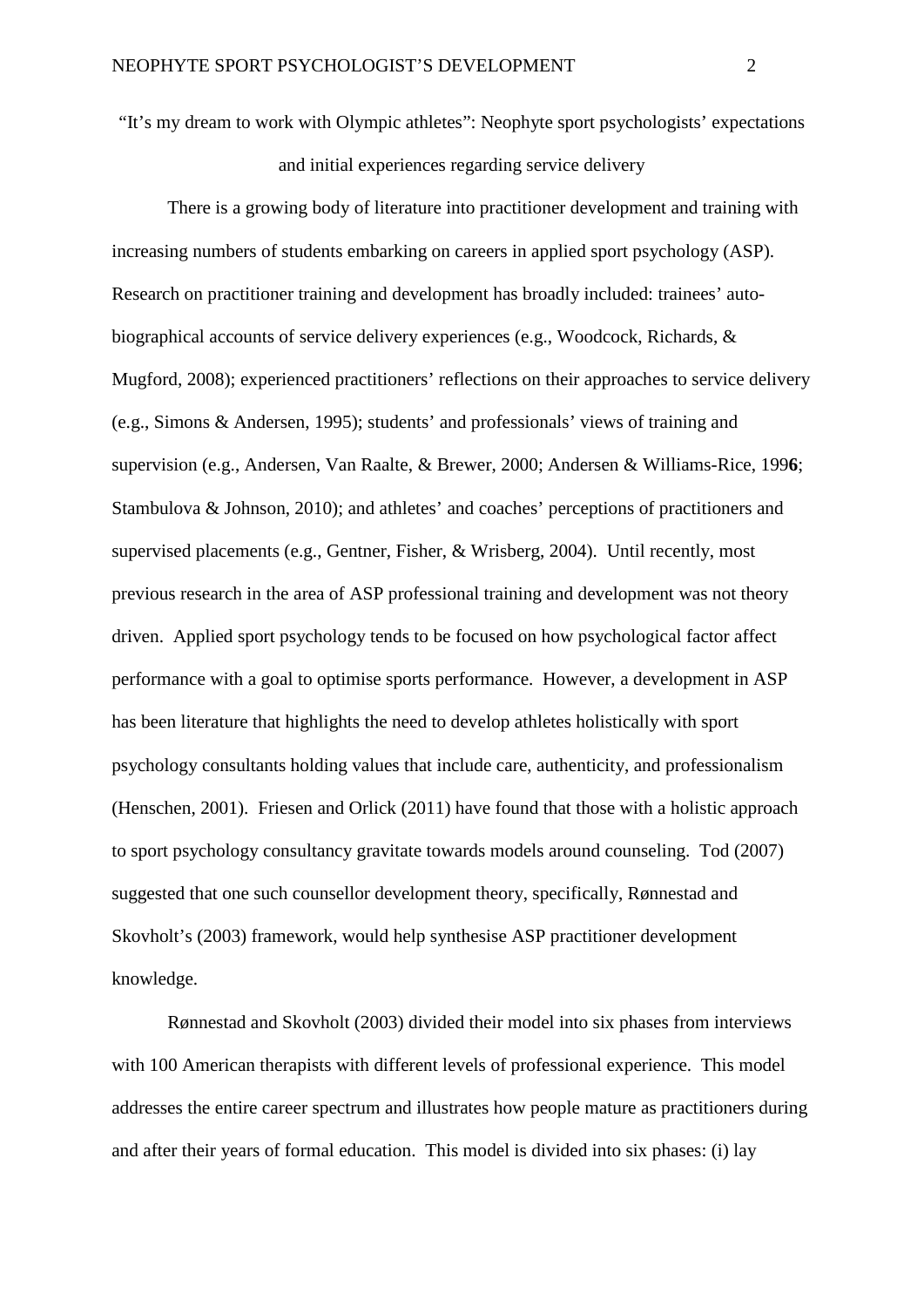"It's my dream to work with Olympic athletes": Neophyte sport psychologists' expectations and initial experiences regarding service delivery

There is a growing body of literature into practitioner development and training with increasing numbers of students embarking on careers in applied sport psychology (ASP). Research on practitioner training and development has broadly included: trainees' auto-biographical accounts of service delivery experiences (e.g., Woodcock, Richards, & Mugford, 2008); experienced practitioners' reflections on their approaches to service delivery (e.g., Simons & Andersen, 1995); students' and professionals' views of training and supervision (e.g., Andersen, Van Raalte, & Brewer, 2000; Andersen & Williams-Rice, 199**6**; Stambulova & Johnson, 2010); and athletes' and coaches' perceptions of practitioners and supervised placements (e.g., Gentner, Fisher, & Wrisberg, 2004). Until recently, most previous research in the area of ASP professional training and development was not theory driven. Applied sport psychology tends to be focused on how psychological factor affect performance with a goal to optimise sports performance. However, a development in ASP has been literature that highlights the need to develop athletes holistically with sport psychology consultants holding values that include care, authenticity, and professionalism (Henschen, 2001). Friesen and Orlick (2011) have found that those with a holistic approach to sport psychology consultancy gravitate towards models around counseling. Tod (2007) suggested that one such counsellor development theory, specifically, Rønnestad and Skovholt's (2003) framework, would help synthesise ASP practitioner development knowledge.

Rønnestad and Skovholt (2003) divided their model into six phases from interviews with 100 American therapists with different levels of professional experience. This model addresses the entire career spectrum and illustrates how people mature as practitioners during and after their years of formal education. This model is divided into six phases: (i) lay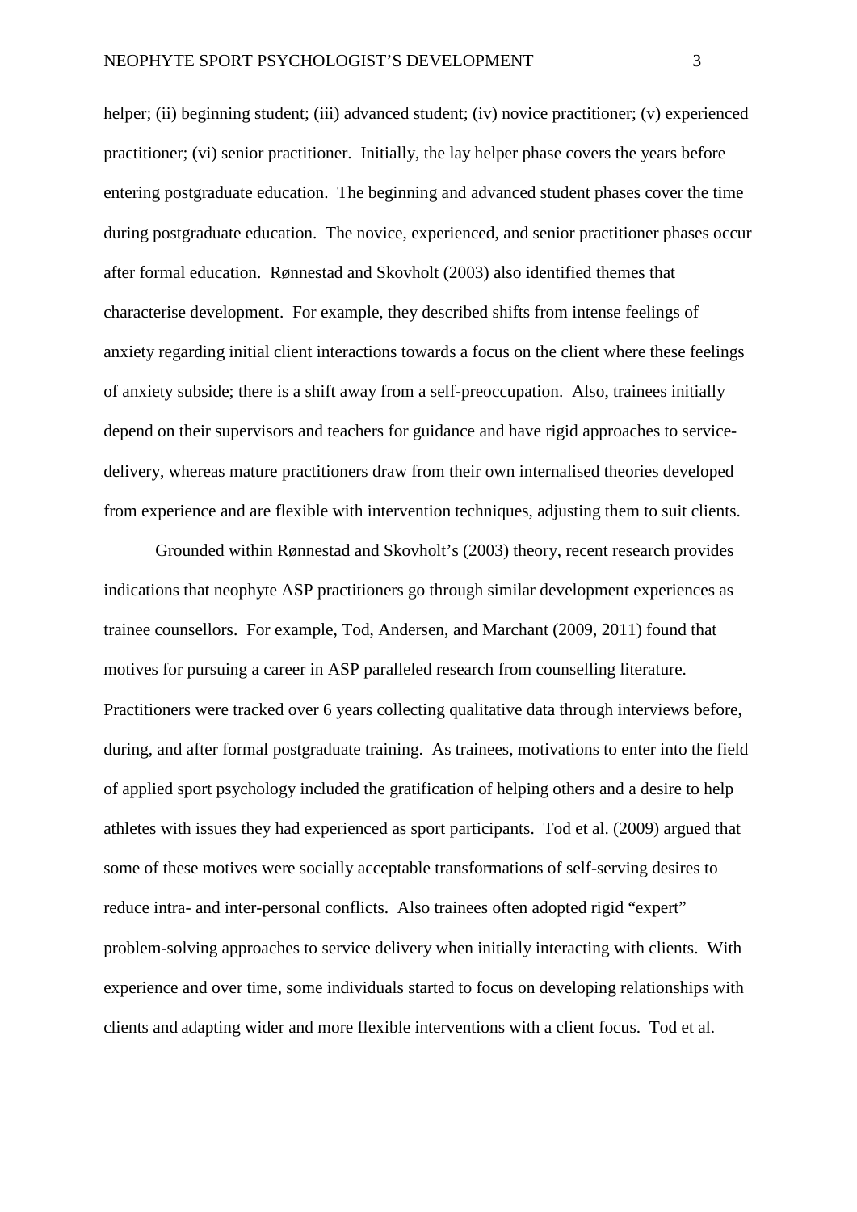helper; (ii) beginning student; (iii) advanced student; (iv) novice practitioner; (v) experienced practitioner; (vi) senior practitioner. Initially, the lay helper phase covers the years before entering postgraduate education. The beginning and advanced student phases cover the time during postgraduate education. The novice, experienced, and senior practitioner phases occur after formal education. Rønnestad and Skovholt (2003) also identified themes that characterise development. For example, they described shifts from intense feelings of anxiety regarding initial client interactions towards a focus on the client where these feelings of anxiety subside; there is a shift away from a self-preoccupation. Also, trainees initially depend on their supervisors and teachers for guidance and have rigid approaches to service-delivery, whereas mature practitioners draw from their own internalised theories developed from experience and are flexible with intervention techniques, adjusting them to suit clients.

Grounded within Rønnestad and Skovholt's (2003) theory, recent research provides indications that neophyte ASP practitioners go through similar development experiences as trainee counsellors. For example, Tod, Andersen, and Marchant (2009, 2011) found that motives for pursuing a career in ASP paralleled research from counselling literature. Practitioners were tracked over 6 years collecting qualitative data through interviews before, during, and after formal postgraduate training. As trainees, motivations to enter into the field of applied sport psychology included the gratification of helping others and a desire to help athletes with issues they had experienced as sport participants. Tod et al. (2009) argued that some of these motives were socially acceptable transformations of self-serving desires to reduce intra- and inter-personal conflicts. Also trainees often adopted rigid "expert" problem-solving approaches to service delivery when initially interacting with clients. With experience and over time, some individuals started to focus on developing relationships with clients and adapting wider and more flexible interventions with a client focus. Tod et al.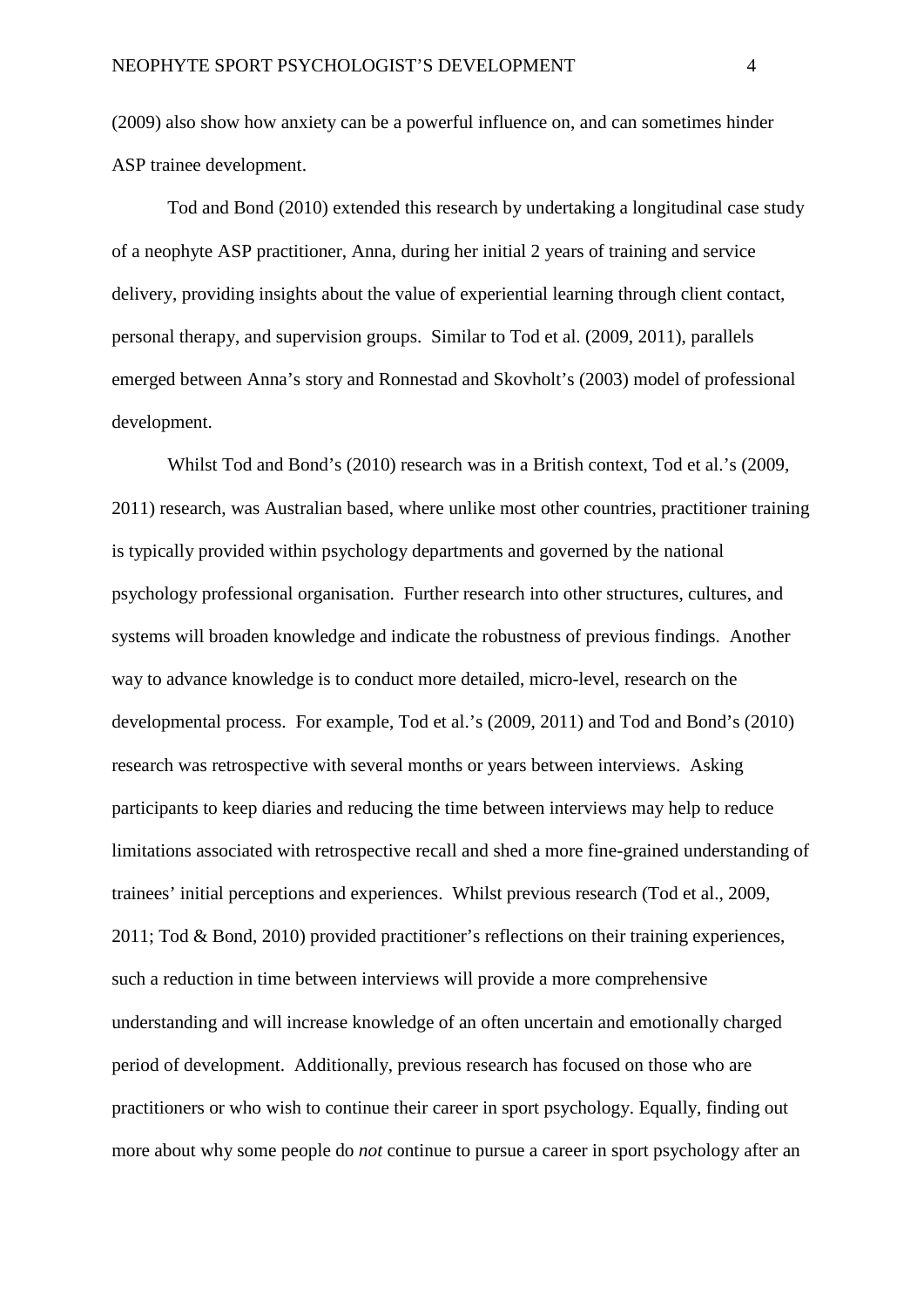(2009) also show how anxiety can be a powerful influence on, and can sometimes hinder ASP trainee development.

Tod and Bond (2010) extended this research by undertaking a longitudinal case study of a neophyte ASP practitioner, Anna, during her initial 2 years of training and service delivery, providing insights about the value of experiential learning through client contact, personal therapy, and supervision groups. Similar to Tod et al. (2009, 2011), parallels emerged between Anna's story and Ronnestad and Skovholt's (2003) model of professional development.

Whilst Tod and Bond's (2010) research was in a British context, Tod et al.'s (2009, 2011) research, was Australian based, where unlike most other countries, practitioner training is typically provided within psychology departments and governed by the national psychology professional organisation. Further research into other structures, cultures, and systems will broaden knowledge and indicate the robustness of previous findings. Another way to advance knowledge is to conduct more detailed, micro-level, research on the developmental process. For example, Tod et al.'s (2009, 2011) and Tod and Bond's (2010) research was retrospective with several months or years between interviews. Asking participants to keep diaries and reducing the time between interviews may help to reduce limitations associated with retrospective recall and shed a more fine-grained understanding of trainees' initial perceptions and experiences. Whilst previous research (Tod et al., 2009, 2011; Tod & Bond, 2010) provided practitioner's reflections on their training experiences, such a reduction in time between interviews will provide a more comprehensive understanding and will increase knowledge of an often uncertain and emotionally charged period of development. Additionally, previous research has focused on those who are practitioners or who wish to continue their career in sport psychology. Equally, finding out more about why some people do *not* continue to pursue a career in sport psychology after an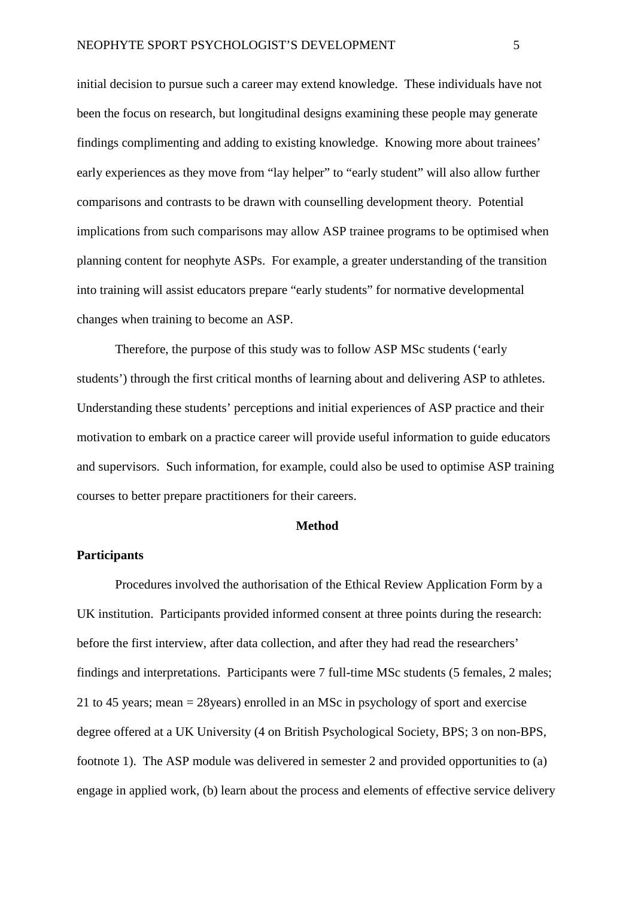initial decision to pursue such a career may extend knowledge. These individuals have not been the focus on research, but longitudinal designs examining these people may generate findings complimenting and adding to existing knowledge. Knowing more about trainees' early experiences as they move from "lay helper" to "early student" will also allow further comparisons and contrasts to be drawn with counselling development theory. Potential implications from such comparisons may allow ASP trainee programs to be optimised when planning content for neophyte ASPs. For example, a greater understanding of the transition into training will assist educators prepare "early students" for normative developmental changes when training to become an ASP.

Therefore, the purpose of this study was to follow ASP MSc students ('early students') through the first critical months of learning about and delivering ASP to athletes. Understanding these students' perceptions and initial experiences of ASP practice and their motivation to embark on a practice career will provide useful information to guide educators and supervisors. Such information, for example, could also be used to optimise ASP training courses to better prepare practitioners for their careers.

## Method

### Participants

Procedures involved the authorisation of the Ethical Review Application Form by a UK institution. Participants provided informed consent at three points during the research: before the first interview, after data collection, and after they had read the researchers' findings and interpretations. Participants were 7 full-time MSc students (5 females, 2 males; 21 to 45 years; mean = 28years) enrolled in an MSc in psychology of sport and exercise degree offered at a UK University (4 on British Psychological Society, BPS; 3 on non-BPS, footnote 1). The ASP module was delivered in semester 2 and provided opportunities to (a) engage in applied work, (b) learn about the process and elements of effective service delivery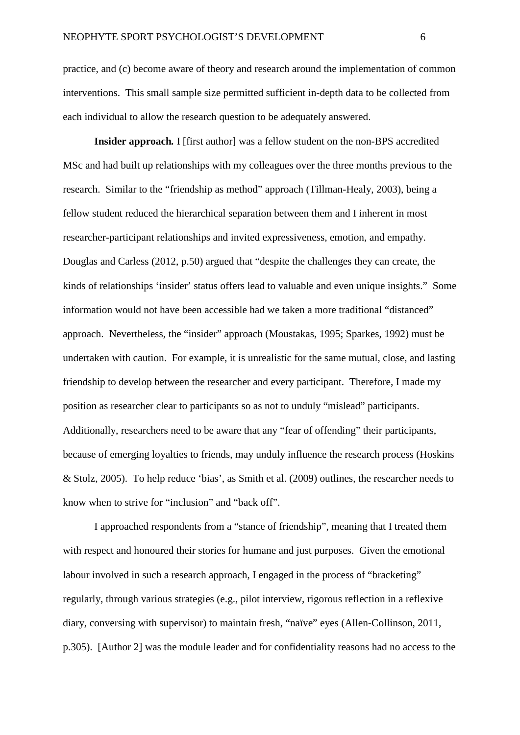practice, and (c) become aware of theory and research around the implementation of common interventions. This small sample size permitted sufficient in-depth data to be collected from each individual to allow the research question to be adequately answered.

**Insider approach.** I [first author] was a fellow student on the non-BPS accredited MSc and had built up relationships with my colleagues over the three months previous to the research. Similar to the "friendship as method" approach (Tillman-Healy, 2003), being a fellow student reduced the hierarchical separation between them and I inherent in most researcher-participant relationships and invited expressiveness, emotion, and empathy. Douglas and Carless (2012, p.50) argued that "despite the challenges they can create, the kinds of relationships 'insider' status offers lead to valuable and even unique insights." Some information would not have been accessible had we taken a more traditional "distanced" approach. Nevertheless, the "insider" approach (Moustakas, 1995; Sparkes, 1992) must be undertaken with caution. For example, it is unrealistic for the same mutual, close, and lasting friendship to develop between the researcher and every participant. Therefore, I made my position as researcher clear to participants so as not to unduly "mislead" participants. Additionally, researchers need to be aware that any "fear of offending" their participants, because of emerging loyalties to friends, may unduly influence the research process (Hoskins & Stolz, 2005). To help reduce 'bias', as Smith et al. (2009) outlines, the researcher needs to know when to strive for "inclusion" and "back off".

I approached respondents from a "stance of friendship", meaning that I treated them with respect and honoured their stories for humane and just purposes. Given the emotional labour involved in such a research approach, I engaged in the process of "bracketing" regularly, through various strategies (e.g., pilot interview, rigorous reflection in a reflexive diary, conversing with supervisor) to maintain fresh, "naïve" eyes (Allen-Collinson, 2011, p.305). [Author 2] was the module leader and for confidentiality reasons had no access to the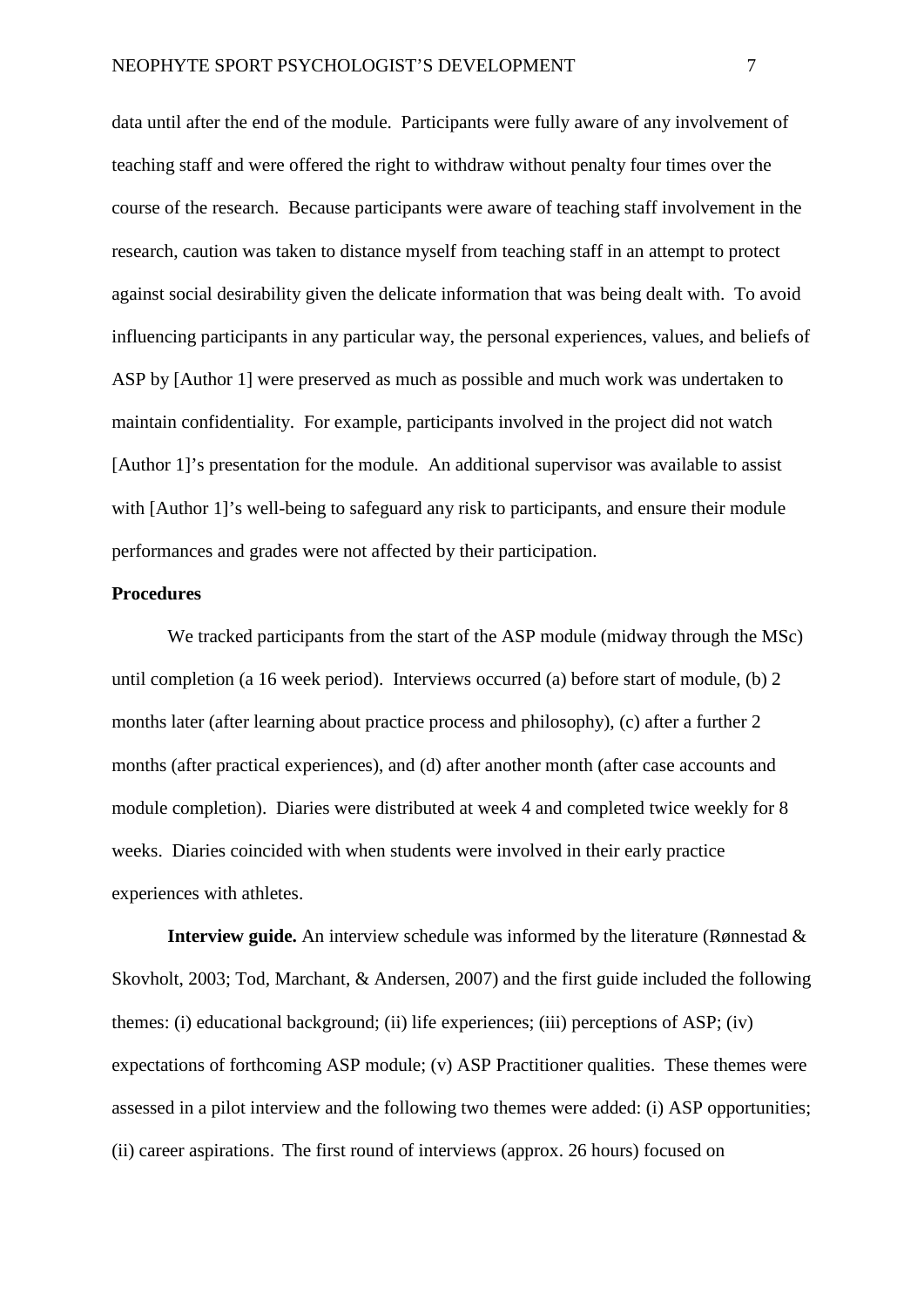data until after the end of the module. Participants were fully aware of any involvement of teaching staff and were offered the right to withdraw without penalty four times over the course of the research. Because participants were aware of teaching staff involvement in the research, caution was taken to distance myself from teaching staff in an attempt to protect against social desirability given the delicate information that was being dealt with. To avoid influencing participants in any particular way, the personal experiences, values, and beliefs of ASP by [Author 1] were preserved as much as possible and much work was undertaken to maintain confidentiality. For example, participants involved in the project did not watch [Author 1]'s presentation for the module. An additional supervisor was available to assist with [Author 1]'s well-being to safeguard any risk to participants, and ensure their module performances and grades were not affected by their participation.

**Procedures**

We tracked participants from the start of the ASP module (midway through the MSc) until completion (a 16 week period). Interviews occurred (a) before start of module, (b) 2 months later (after learning about practice process and philosophy), (c) after a further 2 months (after practical experiences), and (d) after another month (after case accounts and module completion). Diaries were distributed at week 4 and completed twice weekly for 8 weeks. Diaries coincided with when students were involved in their early practice experiences with athletes.

**Interview guide.** An interview schedule was informed by the literature (Rønnestad & Skovholt, 2003; Tod, Marchant, & Andersen, 2007) and the first guide included the following themes: (i) educational background; (ii) life experiences; (iii) perceptions of ASP; (iv) expectations of forthcoming ASP module; (v) ASP Practitioner qualities. These themes were assessed in a pilot interview and the following two themes were added: (i) ASP opportunities; (ii) career aspirations. The first round of interviews (approx. 26 hours) focused on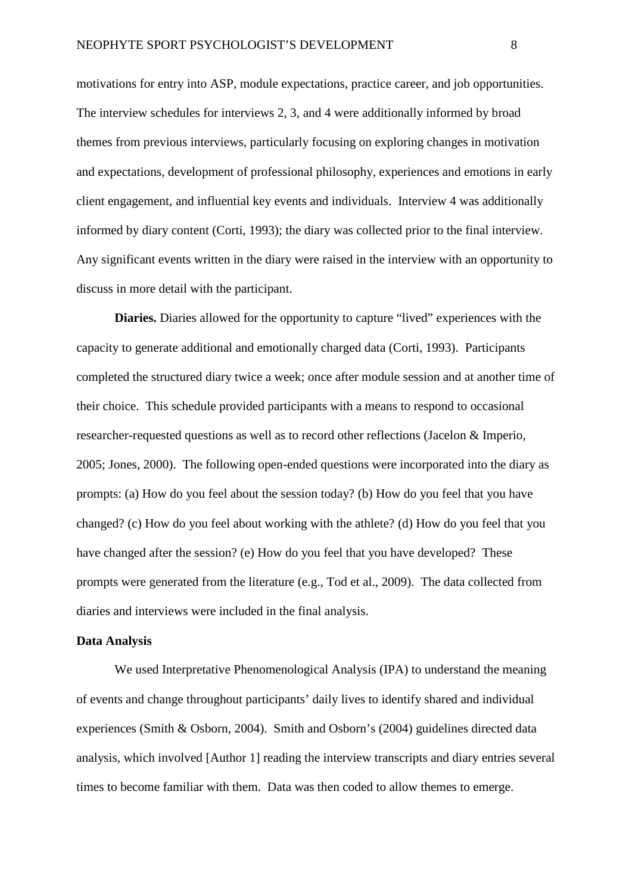motivations for entry into ASP, module expectations, practice career, and job opportunities. The interview schedules for interviews 2, 3, and 4 were additionally informed by broad themes from previous interviews, particularly focusing on exploring changes in motivation and expectations, development of professional philosophy, experiences and emotions in early client engagement, and influential key events and individuals. Interview 4 was additionally informed by diary content (Corti, 1993); the diary was collected prior to the final interview. Any significant events written in the diary were raised in the interview with an opportunity to discuss in more detail with the participant.

**Diaries.** Diaries allowed for the opportunity to capture "lived" experiences with the capacity to generate additional and emotionally charged data (Corti, 1993). Participants completed the structured diary twice a week; once after module session and at another time of their choice. This schedule provided participants with a means to respond to occasional researcher-requested questions as well as to record other reflections (Jacelon & Imperio, 2005; Jones, 2000). The following open-ended questions were incorporated into the diary as prompts: (a) How do you feel about the session today? (b) How do you feel that you have changed? (c) How do you feel about working with the athlete? (d) How do you feel that you have changed after the session? (e) How do you feel that you have developed? These prompts were generated from the literature (e.g., Tod et al., 2009). The data collected from diaries and interviews were included in the final analysis.

**Data Analysis**

We used Interpretative Phenomenological Analysis (IPA) to understand the meaning of events and change throughout participants' daily lives to identify shared and individual experiences (Smith & Osborn, 2004). Smith and Osborn's (2004) guidelines directed data analysis, which involved [Author 1] reading the interview transcripts and diary entries several times to become familiar with them. Data was then coded to allow themes to emerge.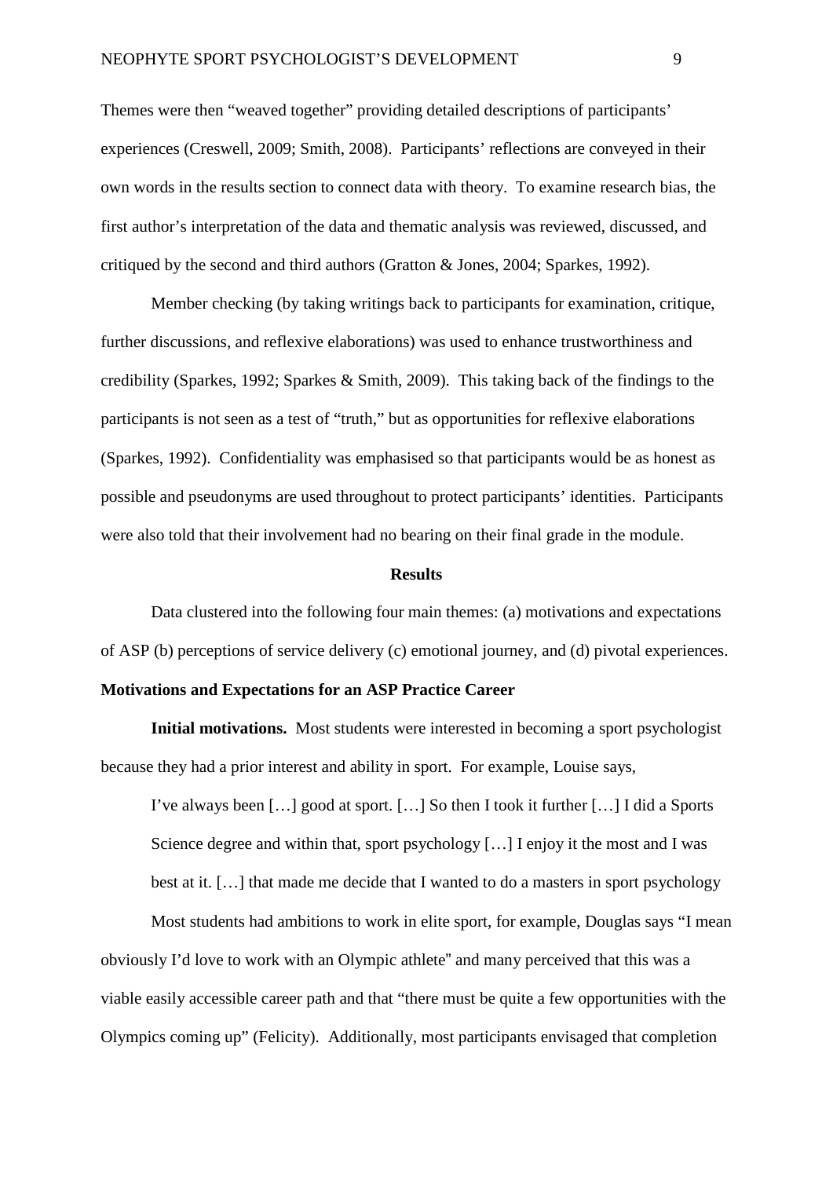Themes were then "weaved together" providing detailed descriptions of participants' experiences (Creswell, 2009; Smith, 2008). Participants' reflections are conveyed in their own words in the results section to connect data with theory. To examine research bias, the first author's interpretation of the data and thematic analysis was reviewed, discussed, and critiqued by the second and third authors (Gratton & Jones, 2004; Sparkes, 1992).

Member checking (by taking writings back to participants for examination, critique, further discussions, and reflexive elaborations) was used to enhance trustworthiness and credibility (Sparkes, 1992; Sparkes & Smith, 2009). This taking back of the findings to the participants is not seen as a test of "truth," but as opportunities for reflexive elaborations (Sparkes, 1992). Confidentiality was emphasised so that participants would be as honest as possible and pseudonyms are used throughout to protect participants' identities. Participants were also told that their involvement had no bearing on their final grade in the module.

## Results

Data clustered into the following four main themes: (a) motivations and expectations of ASP (b) perceptions of service delivery (c) emotional journey, and (d) pivotal experiences.

### Motivations and Expectations for an ASP Practice Career

**Initial motivations.** Most students were interested in becoming a sport psychologist because they had a prior interest and ability in sport. For example, Louise says,

> I've always been […] good at sport. […] So then I took it further […] I did a Sports Science degree and within that, sport psychology […] I enjoy it the most and I was best at it. […] that made me decide that I wanted to do a masters in sport psychology

Most students had ambitions to work in elite sport, for example, Douglas says "I mean obviously I'd love to work with an Olympic athlete" and many perceived that this was a viable easily accessible career path and that "there must be quite a few opportunities with the Olympics coming up" (Felicity). Additionally, most participants envisaged that completion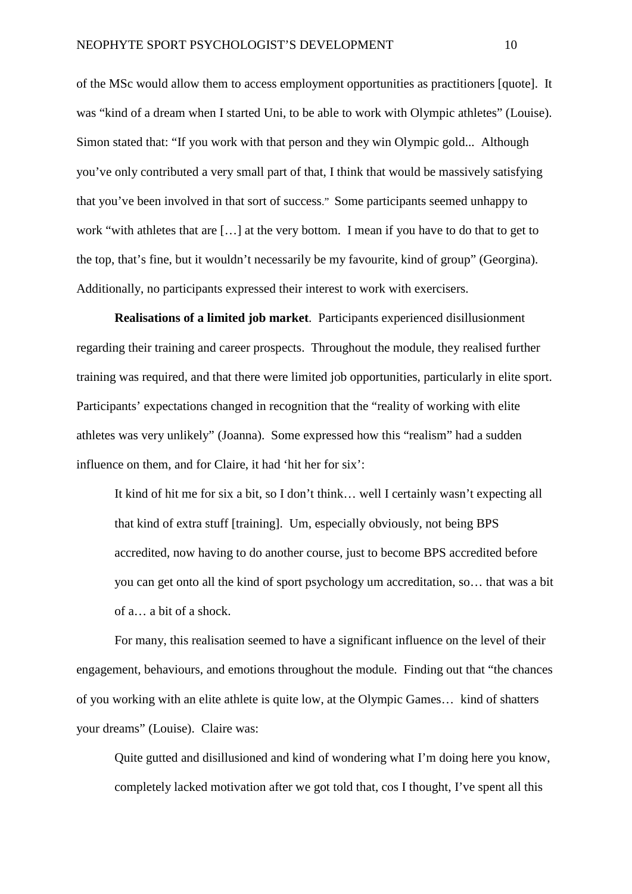of the MSc would allow them to access employment opportunities as practitioners [quote]. It was "kind of a dream when I started Uni, to be able to work with Olympic athletes" (Louise). Simon stated that: "If you work with that person and they win Olympic gold... Although you've only contributed a very small part of that, I think that would be massively satisfying that you've been involved in that sort of success." Some participants seemed unhappy to work "with athletes that are […] at the very bottom. I mean if you have to do that to get to the top, that's fine, but it wouldn't necessarily be my favourite, kind of group" (Georgina). Additionally, no participants expressed their interest to work with exercisers.

**Realisations of a limited job market**. Participants experienced disillusionment regarding their training and career prospects. Throughout the module, they realised further training was required, and that there were limited job opportunities, particularly in elite sport. Participants' expectations changed in recognition that the "reality of working with elite athletes was very unlikely" (Joanna). Some expressed how this "realism" had a sudden influence on them, and for Claire, it had 'hit her for six':

> It kind of hit me for six a bit, so I don't think… well I certainly wasn't expecting all that kind of extra stuff [training]. Um, especially obviously, not being BPS accredited, now having to do another course, just to become BPS accredited before you can get onto all the kind of sport psychology um accreditation, so… that was a bit of a… a bit of a shock.

For many, this realisation seemed to have a significant influence on the level of their engagement, behaviours, and emotions throughout the module. Finding out that "the chances of you working with an elite athlete is quite low, at the Olympic Games… kind of shatters your dreams" (Louise). Claire was:

> Quite gutted and disillusioned and kind of wondering what I'm doing here you know, completely lacked motivation after we got told that, cos I thought, I've spent all this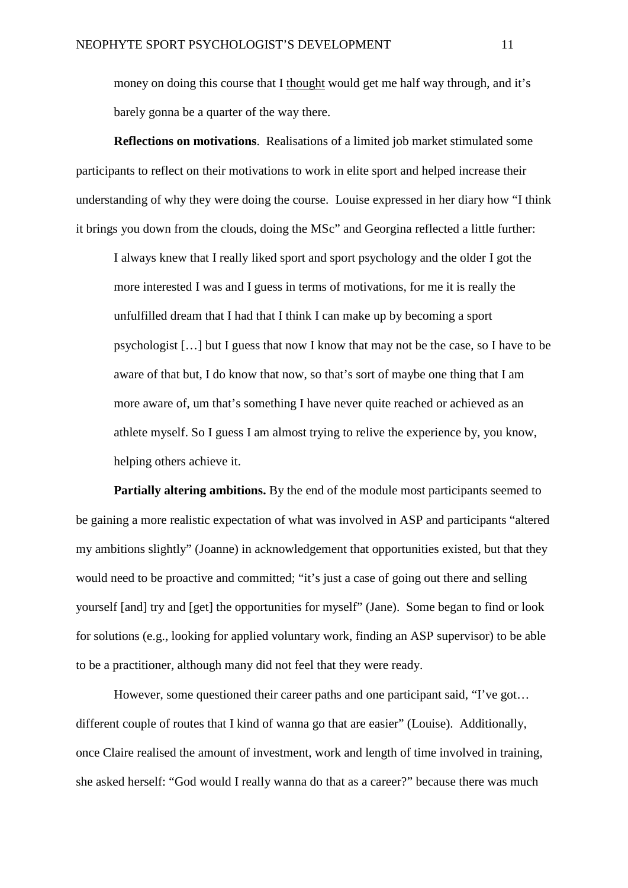money on doing this course that I thought would get me half way through, and it's barely gonna be a quarter of the way there.

**Reflections on motivations**. Realisations of a limited job market stimulated some participants to reflect on their motivations to work in elite sport and helped increase their understanding of why they were doing the course. Louise expressed in her diary how "I think it brings you down from the clouds, doing the MSc" and Georgina reflected a little further:

> I always knew that I really liked sport and sport psychology and the older I got the more interested I was and I guess in terms of motivations, for me it is really the unfulfilled dream that I had that I think I can make up by becoming a sport psychologist […] but I guess that now I know that may not be the case, so I have to be aware of that but, I do know that now, so that's sort of maybe one thing that I am more aware of, um that's something I have never quite reached or achieved as an athlete myself. So I guess I am almost trying to relive the experience by, you know, helping others achieve it.

**Partially altering ambitions.** By the end of the module most participants seemed to be gaining a more realistic expectation of what was involved in ASP and participants "altered my ambitions slightly" (Joanne) in acknowledgement that opportunities existed, but that they would need to be proactive and committed; "it's just a case of going out there and selling yourself [and] try and [get] the opportunities for myself" (Jane). Some began to find or look for solutions (e.g., looking for applied voluntary work, finding an ASP supervisor) to be able to be a practitioner, although many did not feel that they were ready.

However, some questioned their career paths and one participant said, "I've got… different couple of routes that I kind of wanna go that are easier" (Louise). Additionally, once Claire realised the amount of investment, work and length of time involved in training, she asked herself: "God would I really wanna do that as a career?" because there was much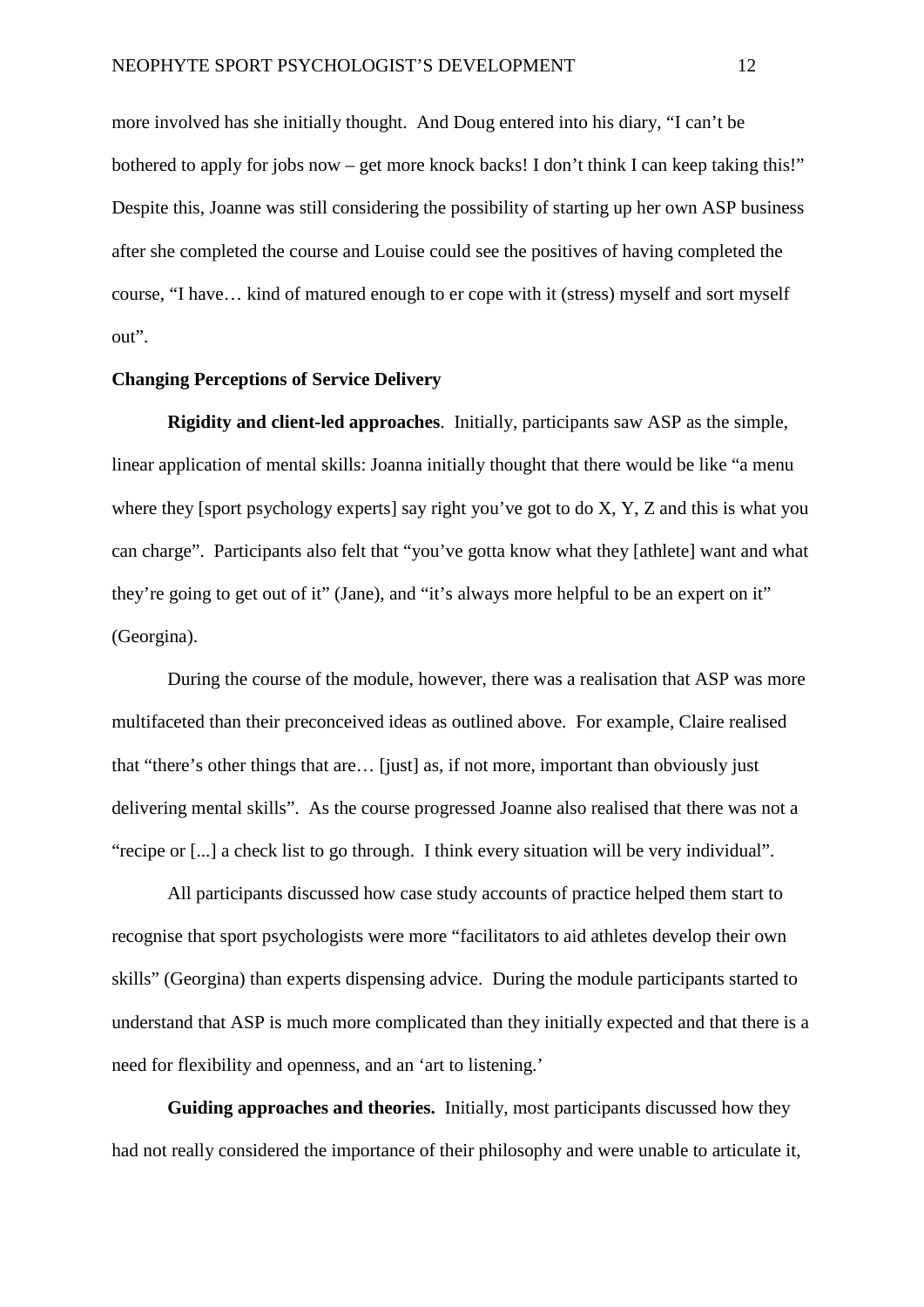more involved has she initially thought. And Doug entered into his diary, "I can't be bothered to apply for jobs now – get more knock backs! I don't think I can keep taking this!" Despite this, Joanne was still considering the possibility of starting up her own ASP business after she completed the course and Louise could see the positives of having completed the course, "I have… kind of matured enough to er cope with it (stress) myself and sort myself out".

**Changing Perceptions of Service Delivery**

**Rigidity and client-led approaches**. Initially, participants saw ASP as the simple, linear application of mental skills: Joanna initially thought that there would be like "a menu where they [sport psychology experts] say right you've got to do X, Y, Z and this is what you can charge". Participants also felt that "you've gotta know what they [athlete] want and what they're going to get out of it" (Jane), and "it's always more helpful to be an expert on it" (Georgina).

During the course of the module, however, there was a realisation that ASP was more multifaceted than their preconceived ideas as outlined above. For example, Claire realised that "there's other things that are… [just] as, if not more, important than obviously just delivering mental skills". As the course progressed Joanne also realised that there was not a "recipe or [...] a check list to go through. I think every situation will be very individual".

All participants discussed how case study accounts of practice helped them start to recognise that sport psychologists were more "facilitators to aid athletes develop their own skills" (Georgina) than experts dispensing advice. During the module participants started to understand that ASP is much more complicated than they initially expected and that there is a need for flexibility and openness, and an 'art to listening.'

**Guiding approaches and theories.** Initially, most participants discussed how they had not really considered the importance of their philosophy and were unable to articulate it,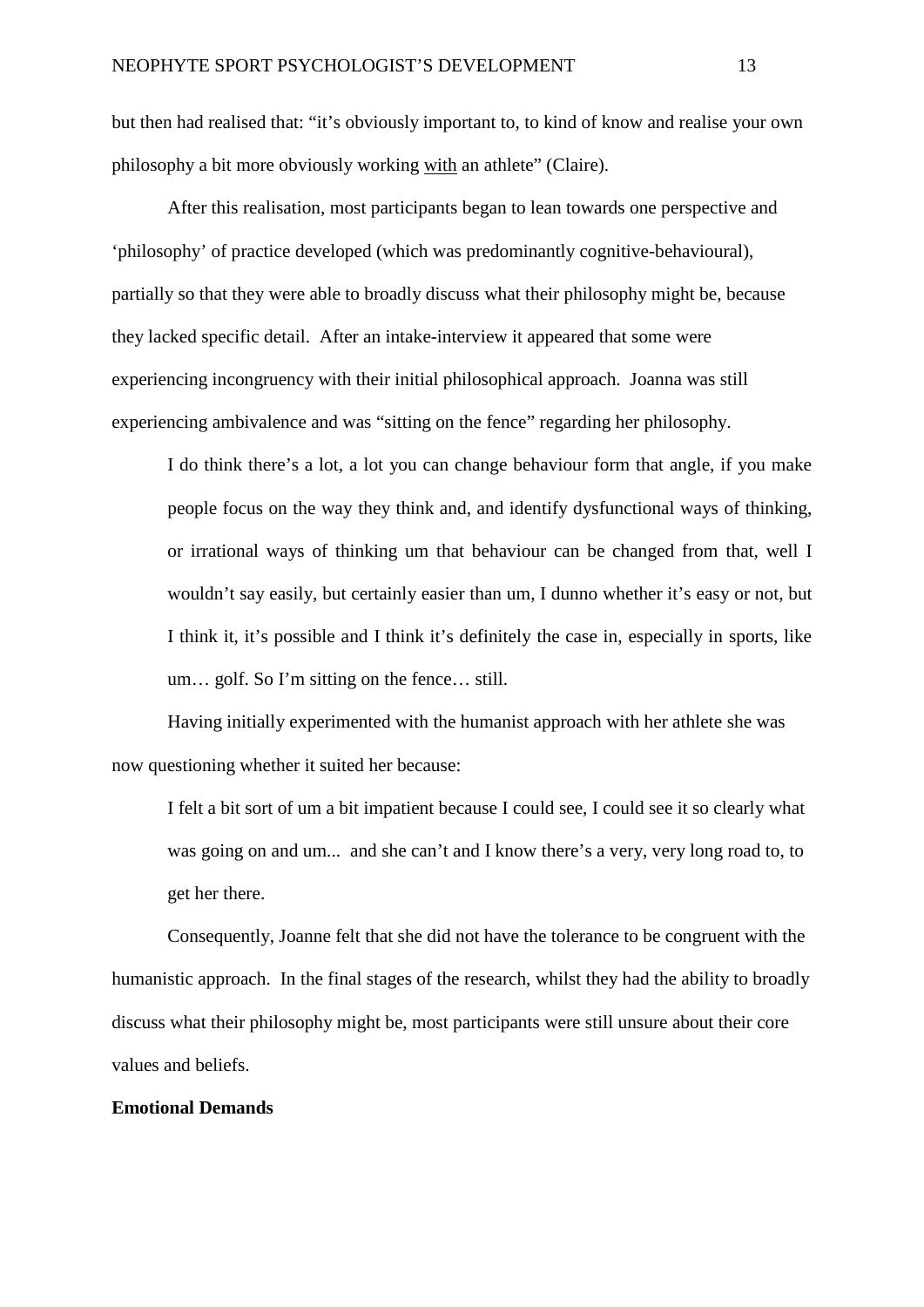but then had realised that: “it’s obviously important to, to kind of know and realise your own philosophy a bit more obviously working <u>with</u> an athlete” (Claire).

After this realisation, most participants began to lean towards one perspective and ‘philosophy’ of practice developed (which was predominantly cognitive-behavioural), partially so that they were able to broadly discuss what their philosophy might be, because they lacked specific detail. After an intake-interview it appeared that some were experiencing incongruency with their initial philosophical approach. Joanna was still experiencing ambivalence and was “sitting on the fence” regarding her philosophy.

> I do think there’s a lot, a lot you can change behaviour form that angle, if you make people focus on the way they think and, and identify dysfunctional ways of thinking, or irrational ways of thinking um that behaviour can be changed from that, well I wouldn’t say easily, but certainly easier than um, I dunno whether it’s easy or not, but I think it, it’s possible and I think it’s definitely the case in, especially in sports, like um… golf. So I’m sitting on the fence… still.

Having initially experimented with the humanist approach with her athlete she was now questioning whether it suited her because:

> I felt a bit sort of um a bit impatient because I could see, I could see it so clearly what was going on and um... and she can’t and I know there’s a very, very long road to, to get her there.

Consequently, Joanne felt that she did not have the tolerance to be congruent with the humanistic approach. In the final stages of the research, whilst they had the ability to broadly discuss what their philosophy might be, most participants were still unsure about their core values and beliefs.

**Emotional Demands**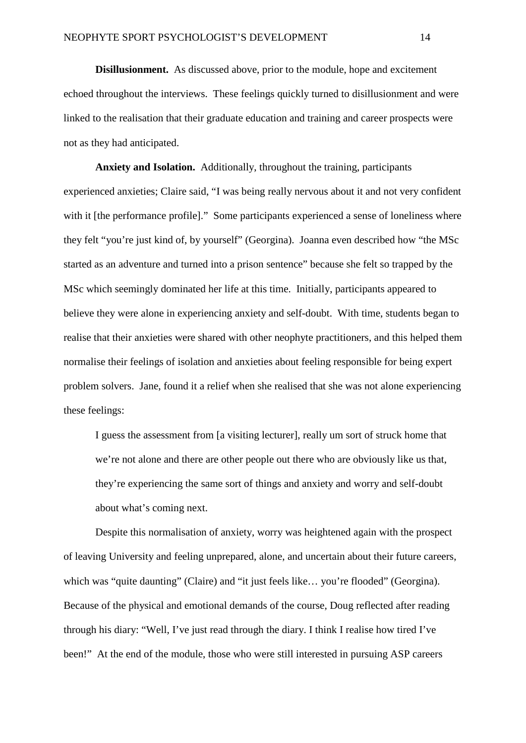**Disillusionment.** As discussed above, prior to the module, hope and excitement echoed throughout the interviews. These feelings quickly turned to disillusionment and were linked to the realisation that their graduate education and training and career prospects were not as they had anticipated.

**Anxiety and Isolation.** Additionally, throughout the training, participants experienced anxieties; Claire said, "I was being really nervous about it and not very confident with it [the performance profile]." Some participants experienced a sense of loneliness where they felt "you're just kind of, by yourself" (Georgina). Joanna even described how "the MSc started as an adventure and turned into a prison sentence" because she felt so trapped by the MSc which seemingly dominated her life at this time. Initially, participants appeared to believe they were alone in experiencing anxiety and self-doubt. With time, students began to realise that their anxieties were shared with other neophyte practitioners, and this helped them normalise their feelings of isolation and anxieties about feeling responsible for being expert problem solvers. Jane, found it a relief when she realised that she was not alone experiencing these feelings:

> I guess the assessment from [a visiting lecturer], really um sort of struck home that we're not alone and there are other people out there who are obviously like us that, they're experiencing the same sort of things and anxiety and worry and self-doubt about what's coming next.

Despite this normalisation of anxiety, worry was heightened again with the prospect of leaving University and feeling unprepared, alone, and uncertain about their future careers, which was "quite daunting" (Claire) and "it just feels like… you're flooded" (Georgina). Because of the physical and emotional demands of the course, Doug reflected after reading through his diary: "Well, I've just read through the diary. I think I realise how tired I've been!" At the end of the module, those who were still interested in pursuing ASP careers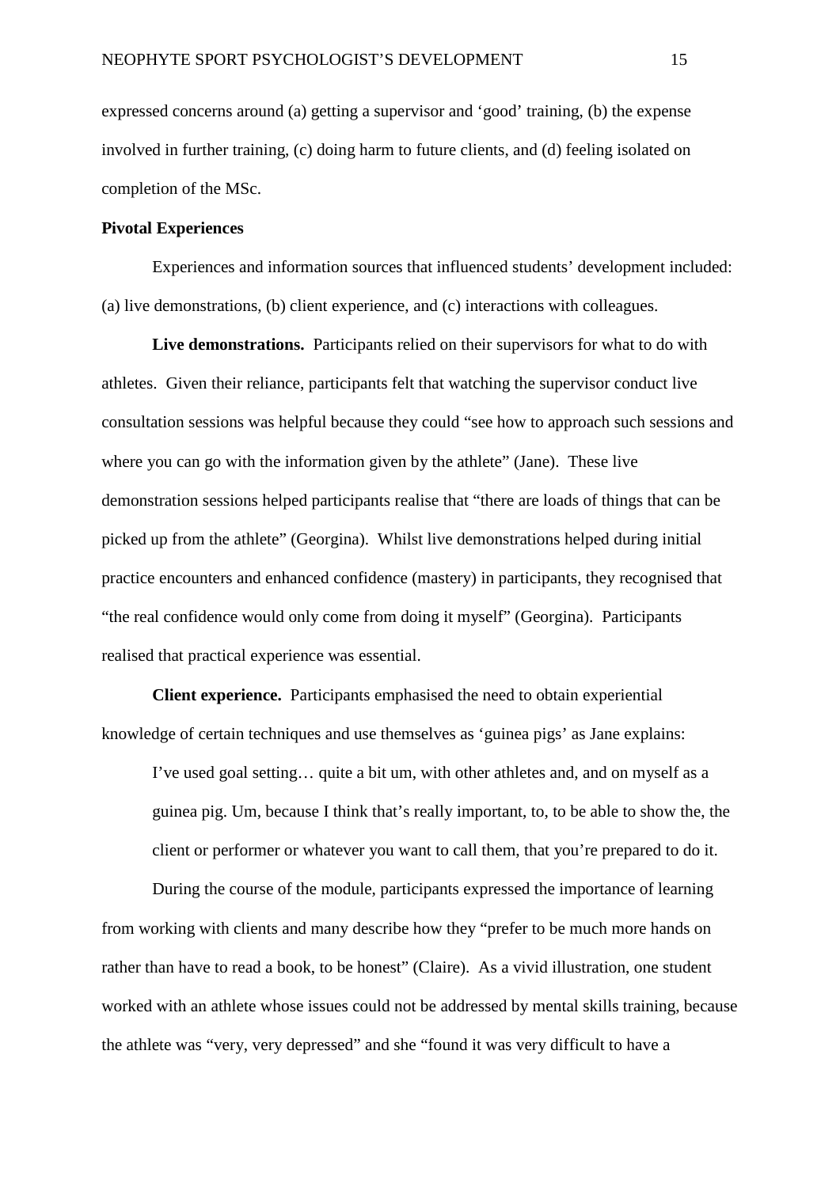expressed concerns around (a) getting a supervisor and 'good' training, (b) the expense involved in further training, (c) doing harm to future clients, and (d) feeling isolated on completion of the MSc.

## Pivotal Experiences

Experiences and information sources that influenced students' development included: (a) live demonstrations, (b) client experience, and (c) interactions with colleagues.

**Live demonstrations.** Participants relied on their supervisors for what to do with athletes. Given their reliance, participants felt that watching the supervisor conduct live consultation sessions was helpful because they could "see how to approach such sessions and where you can go with the information given by the athlete" (Jane). These live demonstration sessions helped participants realise that "there are loads of things that can be picked up from the athlete" (Georgina). Whilst live demonstrations helped during initial practice encounters and enhanced confidence (mastery) in participants, they recognised that "the real confidence would only come from doing it myself" (Georgina). Participants realised that practical experience was essential.

**Client experience.** Participants emphasised the need to obtain experiential knowledge of certain techniques and use themselves as 'guinea pigs' as Jane explains:

> I've used goal setting… quite a bit um, with other athletes and, and on myself as a guinea pig. Um, because I think that's really important, to, to be able to show the, the client or performer or whatever you want to call them, that you're prepared to do it.

During the course of the module, participants expressed the importance of learning from working with clients and many describe how they "prefer to be much more hands on rather than have to read a book, to be honest" (Claire). As a vivid illustration, one student worked with an athlete whose issues could not be addressed by mental skills training, because the athlete was "very, very depressed" and she "found it was very difficult to have a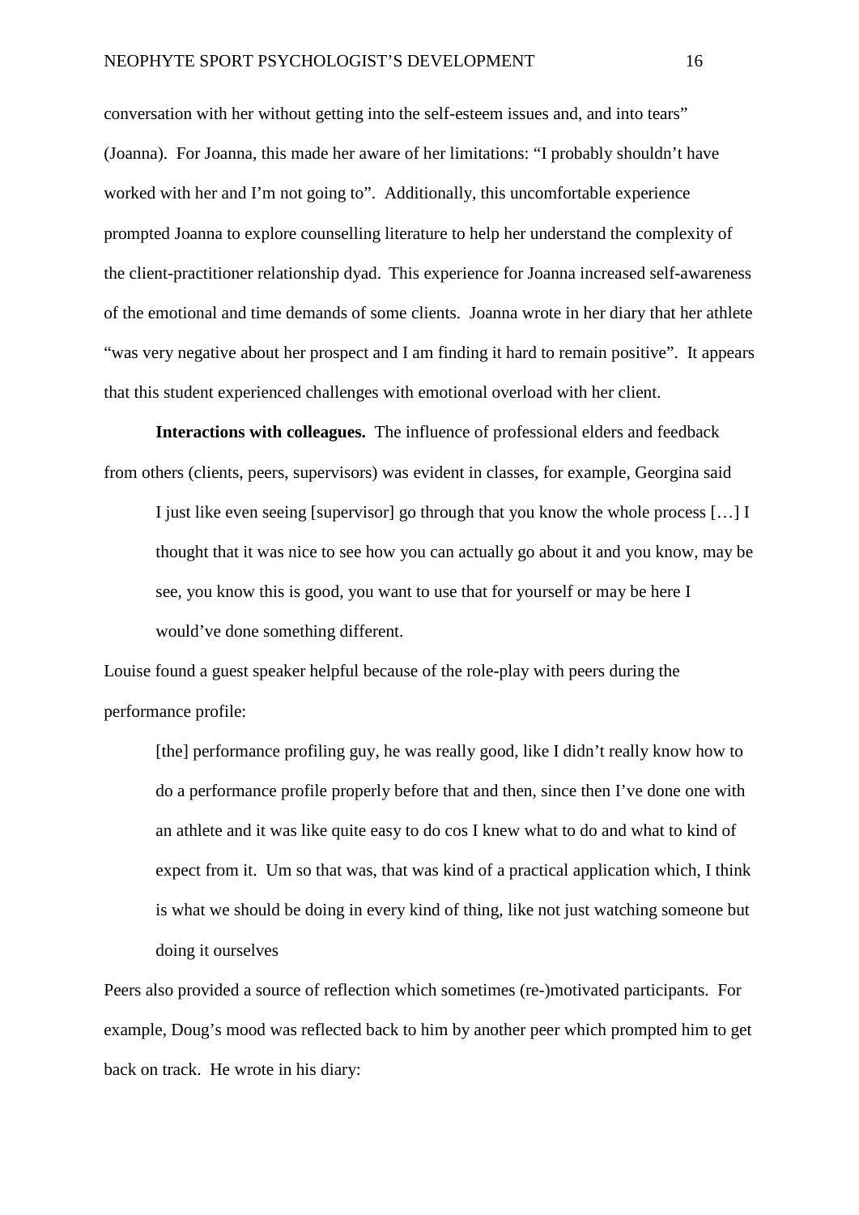conversation with her without getting into the self-esteem issues and, and into tears" (Joanna). For Joanna, this made her aware of her limitations: "I probably shouldn't have worked with her and I'm not going to". Additionally, this uncomfortable experience prompted Joanna to explore counselling literature to help her understand the complexity of the client-practitioner relationship dyad. This experience for Joanna increased self-awareness of the emotional and time demands of some clients. Joanna wrote in her diary that her athlete "was very negative about her prospect and I am finding it hard to remain positive". It appears that this student experienced challenges with emotional overload with her client.

**Interactions with colleagues.** The influence of professional elders and feedback from others (clients, peers, supervisors) was evident in classes, for example, Georgina said

> I just like even seeing [supervisor] go through that you know the whole process […] I thought that it was nice to see how you can actually go about it and you know, may be see, you know this is good, you want to use that for yourself or may be here I would've done something different.

Louise found a guest speaker helpful because of the role-play with peers during the performance profile:

> [the] performance profiling guy, he was really good, like I didn't really know how to do a performance profile properly before that and then, since then I've done one with an athlete and it was like quite easy to do cos I knew what to do and what to kind of expect from it. Um so that was, that was kind of a practical application which, I think is what we should be doing in every kind of thing, like not just watching someone but doing it ourselves

Peers also provided a source of reflection which sometimes (re-)motivated participants. For example, Doug's mood was reflected back to him by another peer which prompted him to get back on track. He wrote in his diary: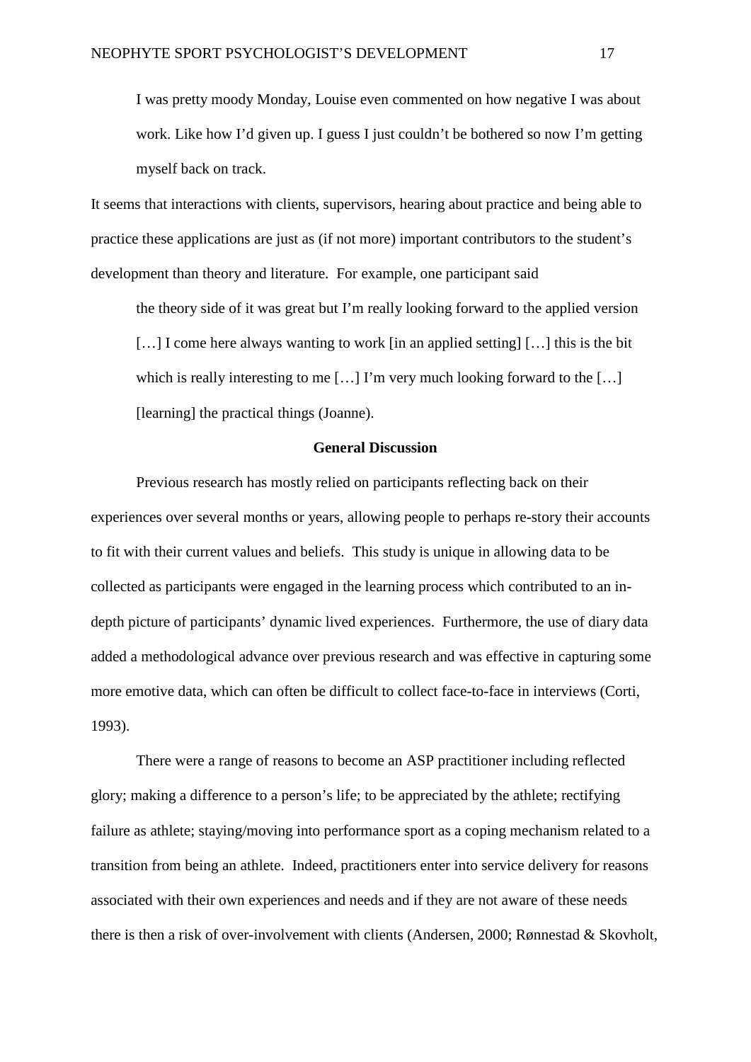> I was pretty moody Monday, Louise even commented on how negative I was about work. Like how I'd given up. I guess I just couldn't be bothered so now I'm getting myself back on track.

It seems that interactions with clients, supervisors, hearing about practice and being able to practice these applications are just as (if not more) important contributors to the student's development than theory and literature. For example, one participant said

> the theory side of it was great but I'm really looking forward to the applied version […] I come here always wanting to work [in an applied setting] […] this is the bit which is really interesting to me […] I'm very much looking forward to the […] [learning] the practical things (Joanne).

## General Discussion

Previous research has mostly relied on participants reflecting back on their experiences over several months or years, allowing people to perhaps re-story their accounts to fit with their current values and beliefs. This study is unique in allowing data to be collected as participants were engaged in the learning process which contributed to an in-depth picture of participants' dynamic lived experiences. Furthermore, the use of diary data added a methodological advance over previous research and was effective in capturing some more emotive data, which can often be difficult to collect face-to-face in interviews (Corti, 1993).

There were a range of reasons to become an ASP practitioner including reflected glory; making a difference to a person's life; to be appreciated by the athlete; rectifying failure as athlete; staying/moving into performance sport as a coping mechanism related to a transition from being an athlete. Indeed, practitioners enter into service delivery for reasons associated with their own experiences and needs and if they are not aware of these needs there is then a risk of over-involvement with clients (Andersen, 2000; Rønnestad & Skovholt,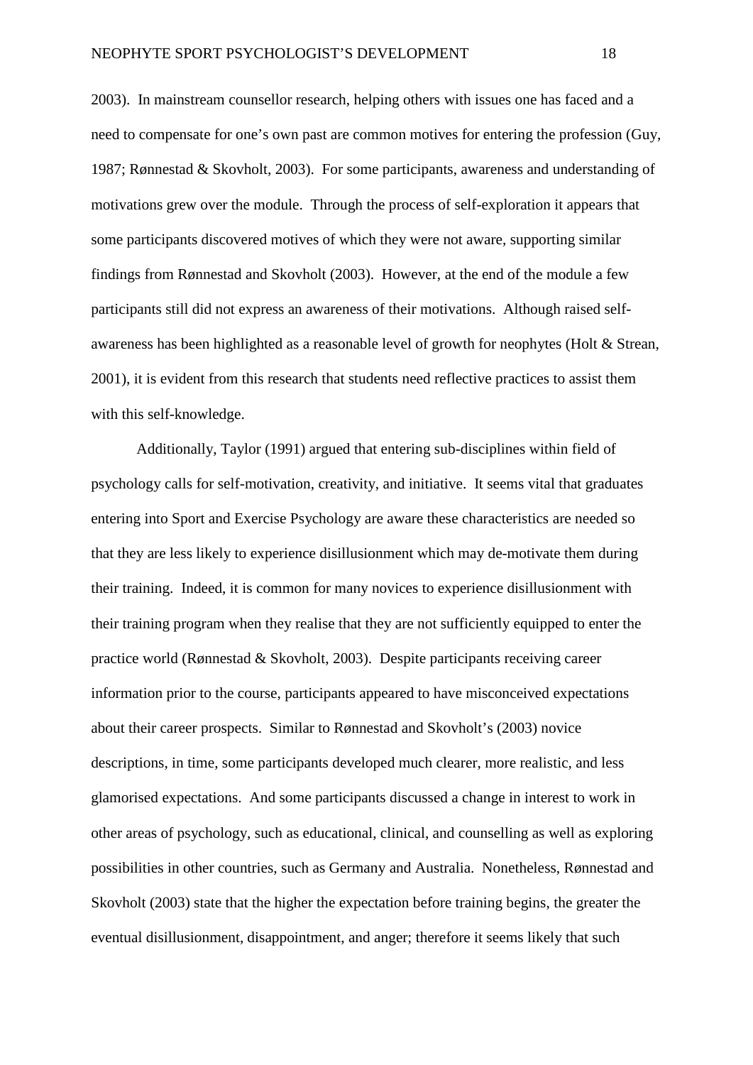2003). In mainstream counsellor research, helping others with issues one has faced and a need to compensate for one's own past are common motives for entering the profession (Guy, 1987; Rønnestad & Skovholt, 2003). For some participants, awareness and understanding of motivations grew over the module. Through the process of self-exploration it appears that some participants discovered motives of which they were not aware, supporting similar findings from Rønnestad and Skovholt (2003). However, at the end of the module a few participants still did not express an awareness of their motivations. Although raised self-awareness has been highlighted as a reasonable level of growth for neophytes (Holt & Strean, 2001), it is evident from this research that students need reflective practices to assist them with this self-knowledge.

Additionally, Taylor (1991) argued that entering sub-disciplines within field of psychology calls for self-motivation, creativity, and initiative. It seems vital that graduates entering into Sport and Exercise Psychology are aware these characteristics are needed so that they are less likely to experience disillusionment which may de-motivate them during their training. Indeed, it is common for many novices to experience disillusionment with their training program when they realise that they are not sufficiently equipped to enter the practice world (Rønnestad & Skovholt, 2003). Despite participants receiving career information prior to the course, participants appeared to have misconceived expectations about their career prospects. Similar to Rønnestad and Skovholt's (2003) novice descriptions, in time, some participants developed much clearer, more realistic, and less glamorised expectations. And some participants discussed a change in interest to work in other areas of psychology, such as educational, clinical, and counselling as well as exploring possibilities in other countries, such as Germany and Australia. Nonetheless, Rønnestad and Skovholt (2003) state that the higher the expectation before training begins, the greater the eventual disillusionment, disappointment, and anger; therefore it seems likely that such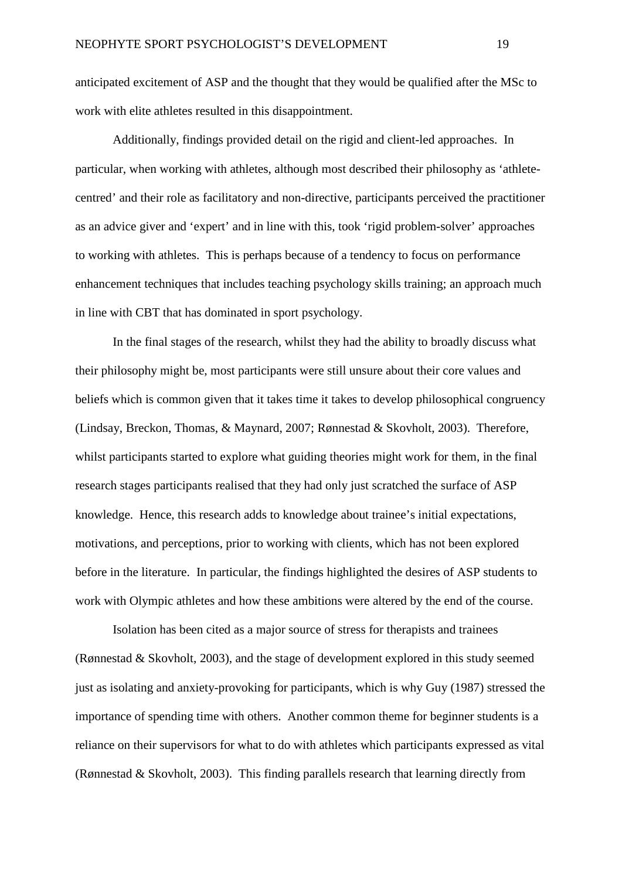anticipated excitement of ASP and the thought that they would be qualified after the MSc to work with elite athletes resulted in this disappointment.

Additionally, findings provided detail on the rigid and client-led approaches. In particular, when working with athletes, although most described their philosophy as ‘athlete-centred’ and their role as facilitatory and non-directive, participants perceived the practitioner as an advice giver and ‘expert’ and in line with this, took ‘rigid problem-solver’ approaches to working with athletes. This is perhaps because of a tendency to focus on performance enhancement techniques that includes teaching psychology skills training; an approach much in line with CBT that has dominated in sport psychology.

In the final stages of the research, whilst they had the ability to broadly discuss what their philosophy might be, most participants were still unsure about their core values and beliefs which is common given that it takes time it takes to develop philosophical congruency (Lindsay, Breckon, Thomas, & Maynard, 2007; Rønnestad & Skovholt, 2003). Therefore, whilst participants started to explore what guiding theories might work for them, in the final research stages participants realised that they had only just scratched the surface of ASP knowledge. Hence, this research adds to knowledge about trainee’s initial expectations, motivations, and perceptions, prior to working with clients, which has not been explored before in the literature. In particular, the findings highlighted the desires of ASP students to work with Olympic athletes and how these ambitions were altered by the end of the course.

Isolation has been cited as a major source of stress for therapists and trainees (Rønnestad & Skovholt, 2003), and the stage of development explored in this study seemed just as isolating and anxiety-provoking for participants, which is why Guy (1987) stressed the importance of spending time with others. Another common theme for beginner students is a reliance on their supervisors for what to do with athletes which participants expressed as vital (Rønnestad & Skovholt, 2003). This finding parallels research that learning directly from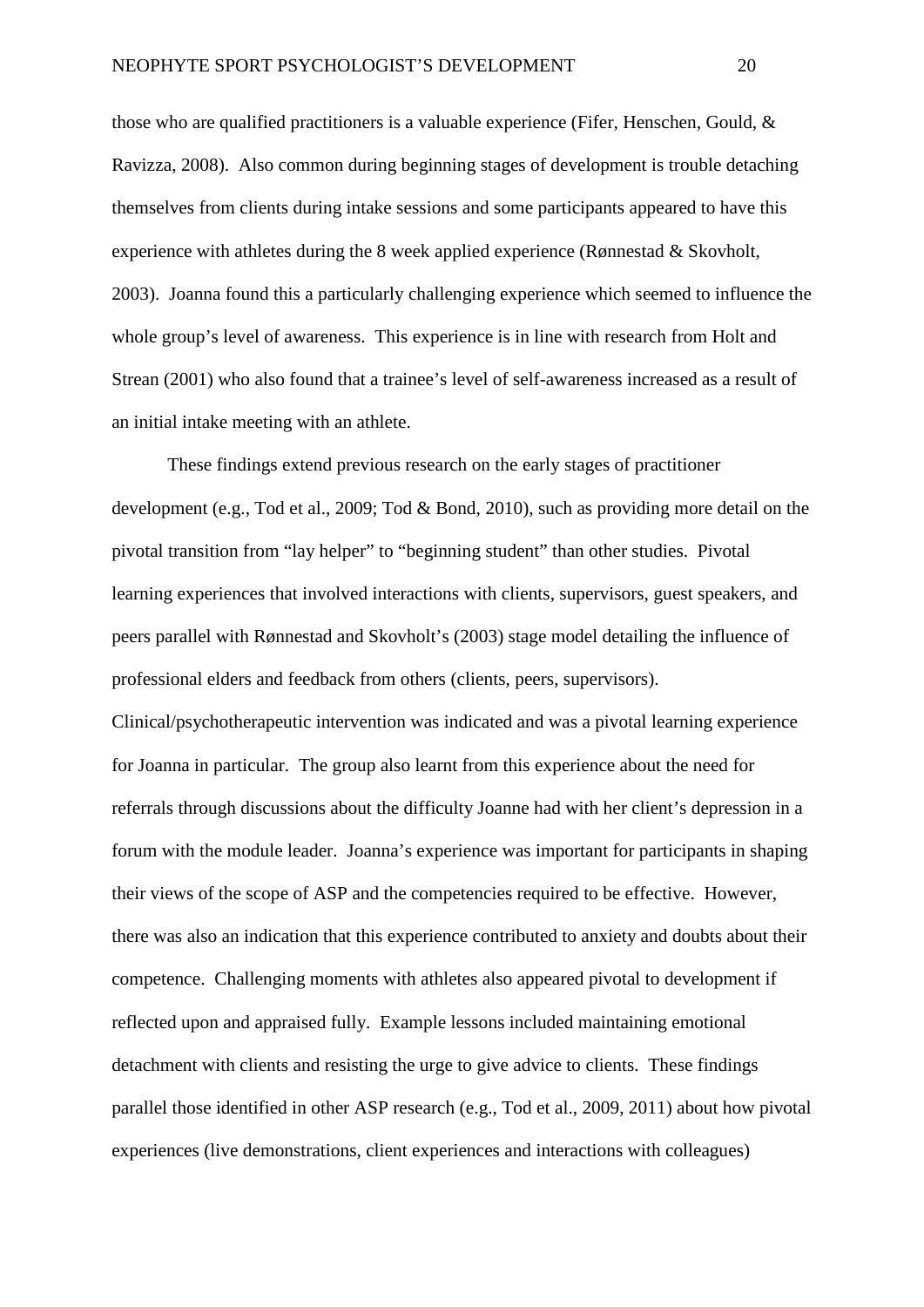those who are qualified practitioners is a valuable experience (Fifer, Henschen, Gould, & Ravizza, 2008). Also common during beginning stages of development is trouble detaching themselves from clients during intake sessions and some participants appeared to have this experience with athletes during the 8 week applied experience (Rønnestad & Skovholt, 2003). Joanna found this a particularly challenging experience which seemed to influence the whole group's level of awareness. This experience is in line with research from Holt and Strean (2001) who also found that a trainee's level of self-awareness increased as a result of an initial intake meeting with an athlete.

These findings extend previous research on the early stages of practitioner development (e.g., Tod et al., 2009; Tod & Bond, 2010), such as providing more detail on the pivotal transition from "lay helper" to "beginning student" than other studies. Pivotal learning experiences that involved interactions with clients, supervisors, guest speakers, and peers parallel with Rønnestad and Skovholt's (2003) stage model detailing the influence of professional elders and feedback from others (clients, peers, supervisors). Clinical/psychotherapeutic intervention was indicated and was a pivotal learning experience for Joanna in particular. The group also learnt from this experience about the need for referrals through discussions about the difficulty Joanne had with her client's depression in a forum with the module leader. Joanna's experience was important for participants in shaping their views of the scope of ASP and the competencies required to be effective. However, there was also an indication that this experience contributed to anxiety and doubts about their competence. Challenging moments with athletes also appeared pivotal to development if reflected upon and appraised fully. Example lessons included maintaining emotional detachment with clients and resisting the urge to give advice to clients. These findings parallel those identified in other ASP research (e.g., Tod et al., 2009, 2011) about how pivotal experiences (live demonstrations, client experiences and interactions with colleagues)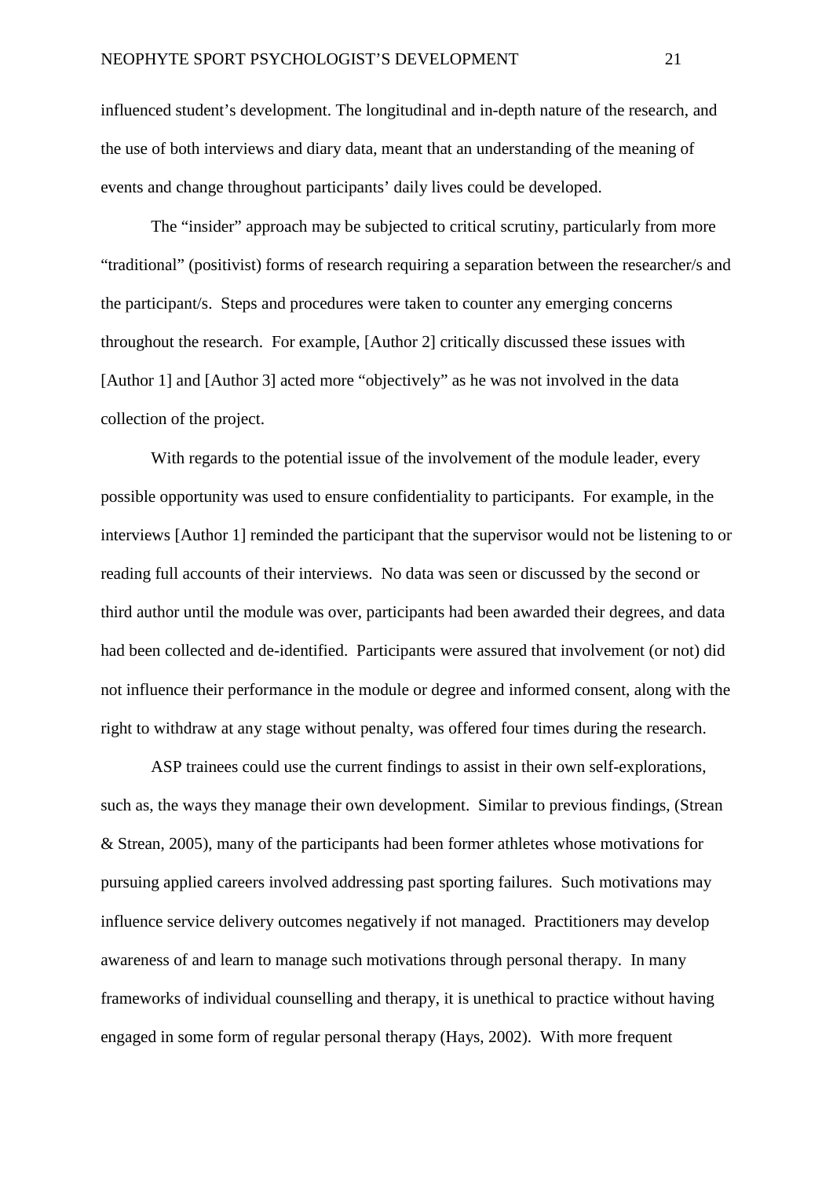influenced student's development. The longitudinal and in-depth nature of the research, and the use of both interviews and diary data, meant that an understanding of the meaning of events and change throughout participants' daily lives could be developed.

The "insider" approach may be subjected to critical scrutiny, particularly from more "traditional" (positivist) forms of research requiring a separation between the researcher/s and the participant/s. Steps and procedures were taken to counter any emerging concerns throughout the research. For example, [Author 2] critically discussed these issues with [Author 1] and [Author 3] acted more "objectively" as he was not involved in the data collection of the project.

With regards to the potential issue of the involvement of the module leader, every possible opportunity was used to ensure confidentiality to participants. For example, in the interviews [Author 1] reminded the participant that the supervisor would not be listening to or reading full accounts of their interviews. No data was seen or discussed by the second or third author until the module was over, participants had been awarded their degrees, and data had been collected and de-identified. Participants were assured that involvement (or not) did not influence their performance in the module or degree and informed consent, along with the right to withdraw at any stage without penalty, was offered four times during the research.

ASP trainees could use the current findings to assist in their own self-explorations, such as, the ways they manage their own development. Similar to previous findings, (Strean & Strean, 2005), many of the participants had been former athletes whose motivations for pursuing applied careers involved addressing past sporting failures. Such motivations may influence service delivery outcomes negatively if not managed. Practitioners may develop awareness of and learn to manage such motivations through personal therapy. In many frameworks of individual counselling and therapy, it is unethical to practice without having engaged in some form of regular personal therapy (Hays, 2002). With more frequent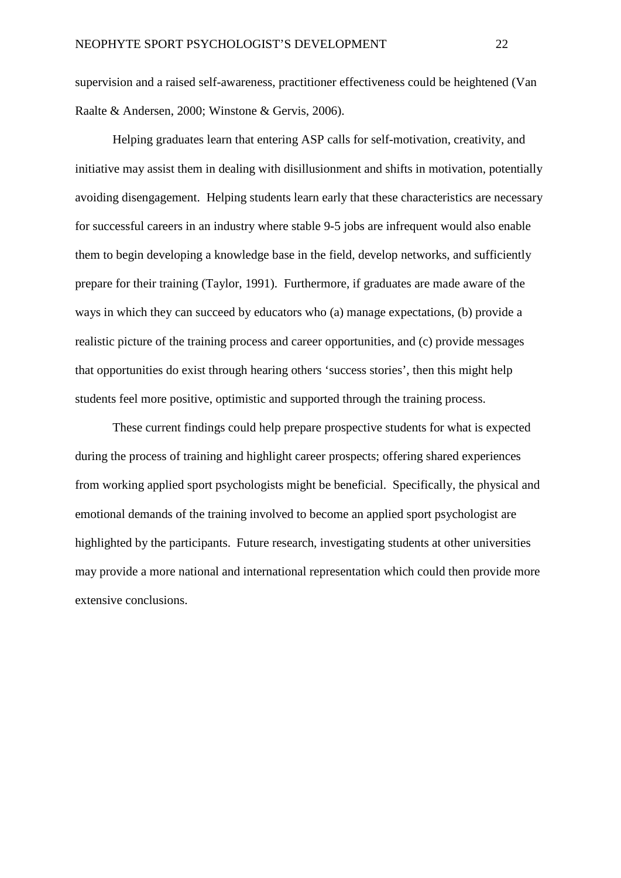supervision and a raised self-awareness, practitioner effectiveness could be heightened (Van Raalte & Andersen, 2000; Winstone & Gervis, 2006).

Helping graduates learn that entering ASP calls for self-motivation, creativity, and initiative may assist them in dealing with disillusionment and shifts in motivation, potentially avoiding disengagement. Helping students learn early that these characteristics are necessary for successful careers in an industry where stable 9-5 jobs are infrequent would also enable them to begin developing a knowledge base in the field, develop networks, and sufficiently prepare for their training (Taylor, 1991). Furthermore, if graduates are made aware of the ways in which they can succeed by educators who (a) manage expectations, (b) provide a realistic picture of the training process and career opportunities, and (c) provide messages that opportunities do exist through hearing others 'success stories', then this might help students feel more positive, optimistic and supported through the training process.

These current findings could help prepare prospective students for what is expected during the process of training and highlight career prospects; offering shared experiences from working applied sport psychologists might be beneficial. Specifically, the physical and emotional demands of the training involved to become an applied sport psychologist are highlighted by the participants. Future research, investigating students at other universities may provide a more national and international representation which could then provide more extensive conclusions.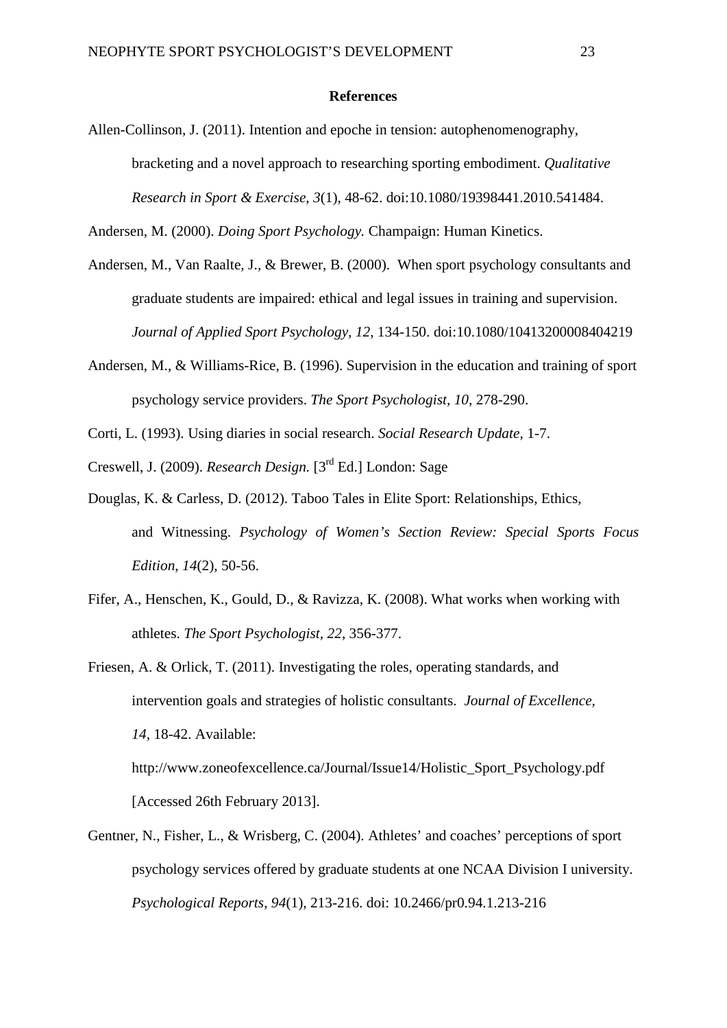## References

Allen-Collinson, J. (2011). Intention and epoche in tension: autophenomenography, bracketing and a novel approach to researching sporting embodiment. *Qualitative Research in Sport & Exercise*, *3*(1), 48-62. doi:10.1080/19398441.2010.541484.

Andersen, M. (2000). *Doing Sport Psychology.* Champaign: Human Kinetics.

Andersen, M., Van Raalte, J., & Brewer, B. (2000). When sport psychology consultants and graduate students are impaired: ethical and legal issues in training and supervision. *Journal of Applied Sport Psychology, 12*, 134-150. doi:10.1080/10413200008404219

Andersen, M., & Williams-Rice, B. (1996). Supervision in the education and training of sport psychology service providers. *The Sport Psychologist*, *10*, 278-290.

Corti, L. (1993). Using diaries in social research. *Social Research Update,* 1-7.

Creswell, J. (2009). *Research Design.* [3rd Ed.] London: Sage

Douglas, K. & Carless, D. (2012). Taboo Tales in Elite Sport: Relationships, Ethics, and Witnessing. *Psychology of Women's Section Review: Special Sports Focus Edition*, *14*(2), 50-56.

Fifer, A., Henschen, K., Gould, D., & Ravizza, K. (2008). What works when working with athletes. *The Sport Psychologist, 22*, 356-377.

Friesen, A. & Orlick, T. (2011). Investigating the roles, operating standards, and intervention goals and strategies of holistic consultants. *Journal of Excellence, 14,* 18-42. Available: http://www.zoneofexcellence.ca/Journal/Issue14/Holistic_Sport_Psychology.pdf [Accessed 26th February 2013].

Gentner, N., Fisher, L., & Wrisberg, C. (2004). Athletes' and coaches' perceptions of sport psychology services offered by graduate students at one NCAA Division I university. *Psychological Reports*, *94*(1), 213-216. doi: 10.2466/pr0.94.1.213-216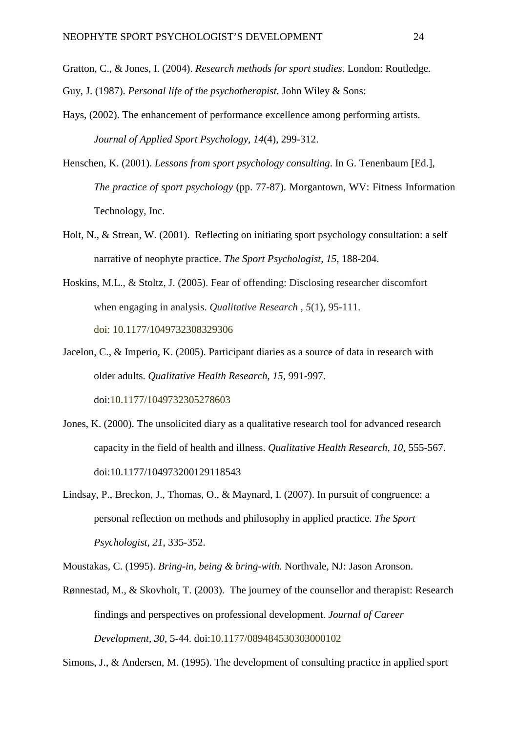Gratton, C., & Jones, I. (2004). *Research methods for sport studies.* London: Routledge.

Guy, J. (1987). *Personal life of the psychotherapist.* John Wiley & Sons:

Hays, (2002). The enhancement of performance excellence among performing artists. *Journal of Applied Sport Psychology, 14*(4), 299-312.

Henschen, K. (2001). *Lessons from sport psychology consulting*. In G. Tenenbaum [Ed.], *The practice of sport psychology* (pp. 77-87). Morgantown, WV: Fitness Information Technology, Inc.

Holt, N., & Strean, W. (2001). Reflecting on initiating sport psychology consultation: a self narrative of neophyte practice. *The Sport Psychologist, 15*, 188-204.

Hoskins, M.L., & Stoltz, J. (2005). Fear of offending: Disclosing researcher discomfort when engaging in analysis. *Qualitative Research , 5*(1), 95-111. doi: 10.1177/1049732308329306

Jacelon, C., & Imperio, K. (2005). Participant diaries as a source of data in research with older adults. *Qualitative Health Research, 15*, 991-997. doi:10.1177/1049732305278603

Jones, K. (2000). The unsolicited diary as a qualitative research tool for advanced research capacity in the field of health and illness. *Qualitative Health Research, 10*, 555-567. doi:10.1177/104973200129118543

Lindsay, P., Breckon, J., Thomas, O., & Maynard, I. (2007). In pursuit of congruence: a personal reflection on methods and philosophy in applied practice. *The Sport Psychologist, 21*, 335-352.

Moustakas, C. (1995). *Bring-in, being & bring-with.* Northvale, NJ: Jason Aronson.

Rønnestad, M., & Skovholt, T. (2003). The journey of the counsellor and therapist: Research findings and perspectives on professional development. *Journal of Career Development, 30*, 5-44. doi:10.1177/089484530303000102

Simons, J., & Andersen, M. (1995). The development of consulting practice in applied sport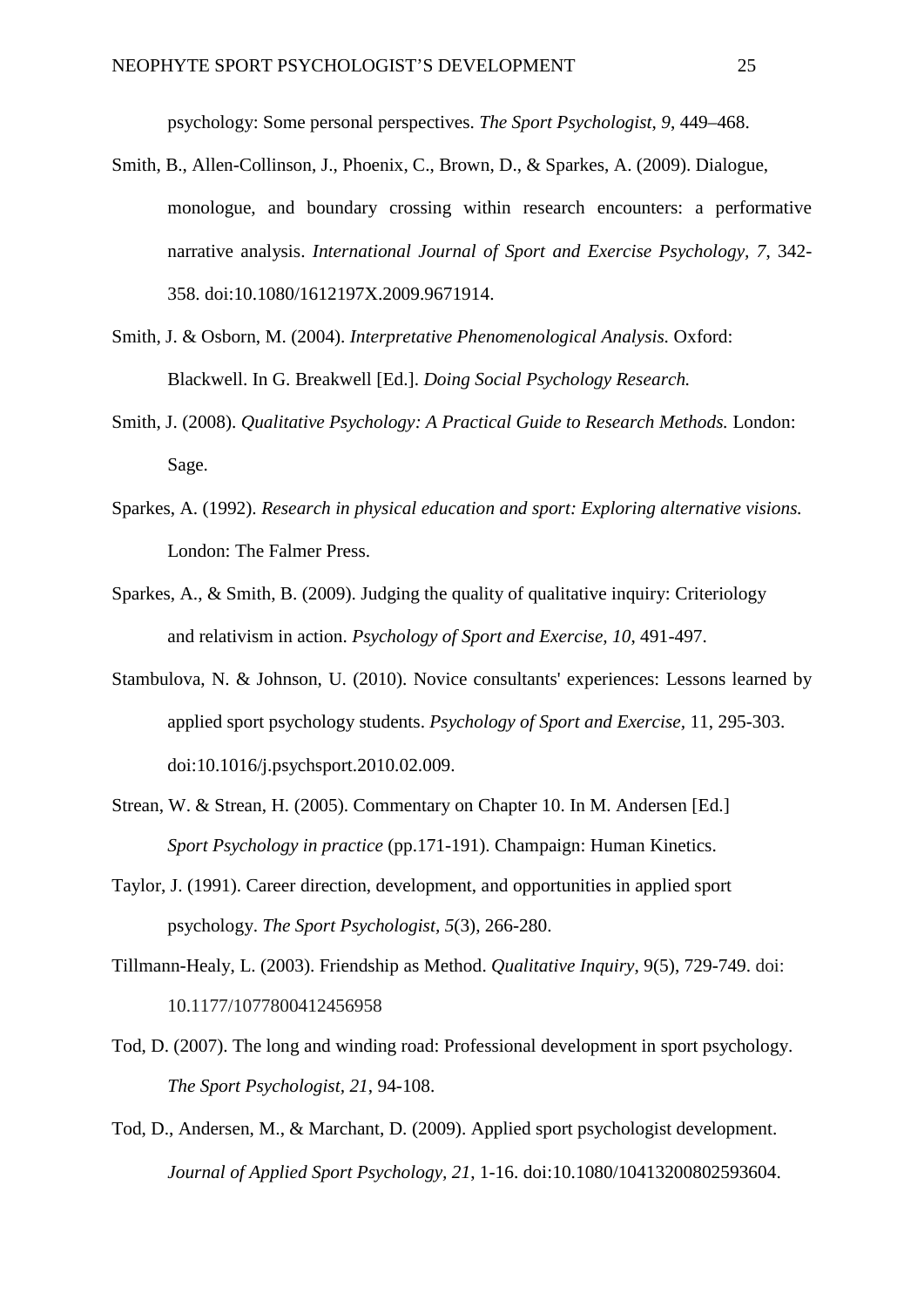psychology: Some personal perspectives. *The Sport Psychologist*, *9*, 449–468.

Smith, B., Allen-Collinson, J., Phoenix, C., Brown, D., & Sparkes, A. (2009). Dialogue, monologue, and boundary crossing within research encounters: a performative narrative analysis. *International Journal of Sport and Exercise Psychology, 7*, 342-358. doi:10.1080/1612197X.2009.9671914.

Smith, J. & Osborn, M. (2004). *Interpretative Phenomenological Analysis.* Oxford: Blackwell. In G. Breakwell [Ed.]. *Doing Social Psychology Research.*

Smith, J. (2008). *Qualitative Psychology: A Practical Guide to Research Methods.* London: Sage.

Sparkes, A. (1992). *Research in physical education and sport: Exploring alternative visions.* London: The Falmer Press.

Sparkes, A., & Smith, B. (2009). Judging the quality of qualitative inquiry: Criteriology and relativism in action. *Psychology of Sport and Exercise*, *10*, 491-497.

Stambulova, N. & Johnson, U. (2010). Novice consultants' experiences: Lessons learned by applied sport psychology students. *Psychology of Sport and Exercise*, 11, 295-303. doi:10.1016/j.psychsport.2010.02.009.

Strean, W. & Strean, H. (2005). Commentary on Chapter 10. In M. Andersen [Ed.] *Sport Psychology in practice* (pp.171-191). Champaign: Human Kinetics.

Taylor, J. (1991). Career direction, development, and opportunities in applied sport psychology. *The Sport Psychologist, 5*(3), 266-280.

Tillmann-Healy, L. (2003). Friendship as Method. *Qualitative Inquiry*, 9(5), 729-749. doi: 10.1177/1077800412456958

Tod, D. (2007). The long and winding road: Professional development in sport psychology. *The Sport Psychologist*, *21*, 94-108.

Tod, D., Andersen, M., & Marchant, D. (2009). Applied sport psychologist development. *Journal of Applied Sport Psychology, 21*, 1-16. doi:10.1080/10413200802593604.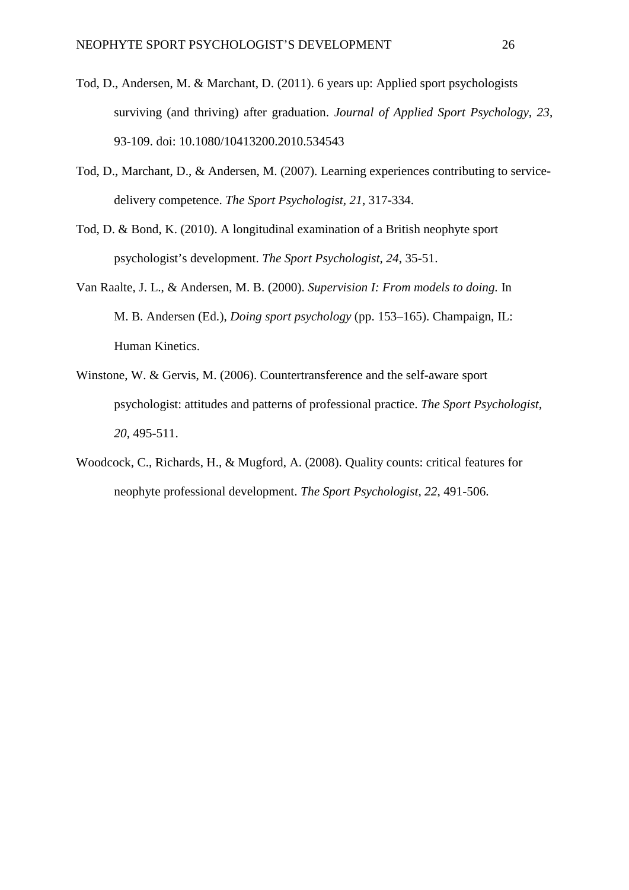Tod, D., Andersen, M. & Marchant, D. (2011). 6 years up: Applied sport psychologists surviving (and thriving) after graduation. *Journal of Applied Sport Psychology, 23*, 93-109. doi: 10.1080/10413200.2010.534543

Tod, D., Marchant, D., & Andersen, M. (2007). Learning experiences contributing to service-delivery competence. *The Sport Psychologist, 21*, 317-334.

Tod, D. & Bond, K. (2010). A longitudinal examination of a British neophyte sport psychologist's development. *The Sport Psychologist*, *24*, 35-51.

Van Raalte, J. L., & Andersen, M. B. (2000). *Supervision I: From models to doing.* In M. B. Andersen (Ed.), *Doing sport psychology* (pp. 153–165). Champaign, IL: Human Kinetics.

Winstone, W. & Gervis, M. (2006). Countertransference and the self-aware sport psychologist: attitudes and patterns of professional practice. *The Sport Psychologist*, *20*, 495-511.

Woodcock, C., Richards, H., & Mugford, A. (2008). Quality counts: critical features for neophyte professional development. *The Sport Psychologist, 22*, 491-506.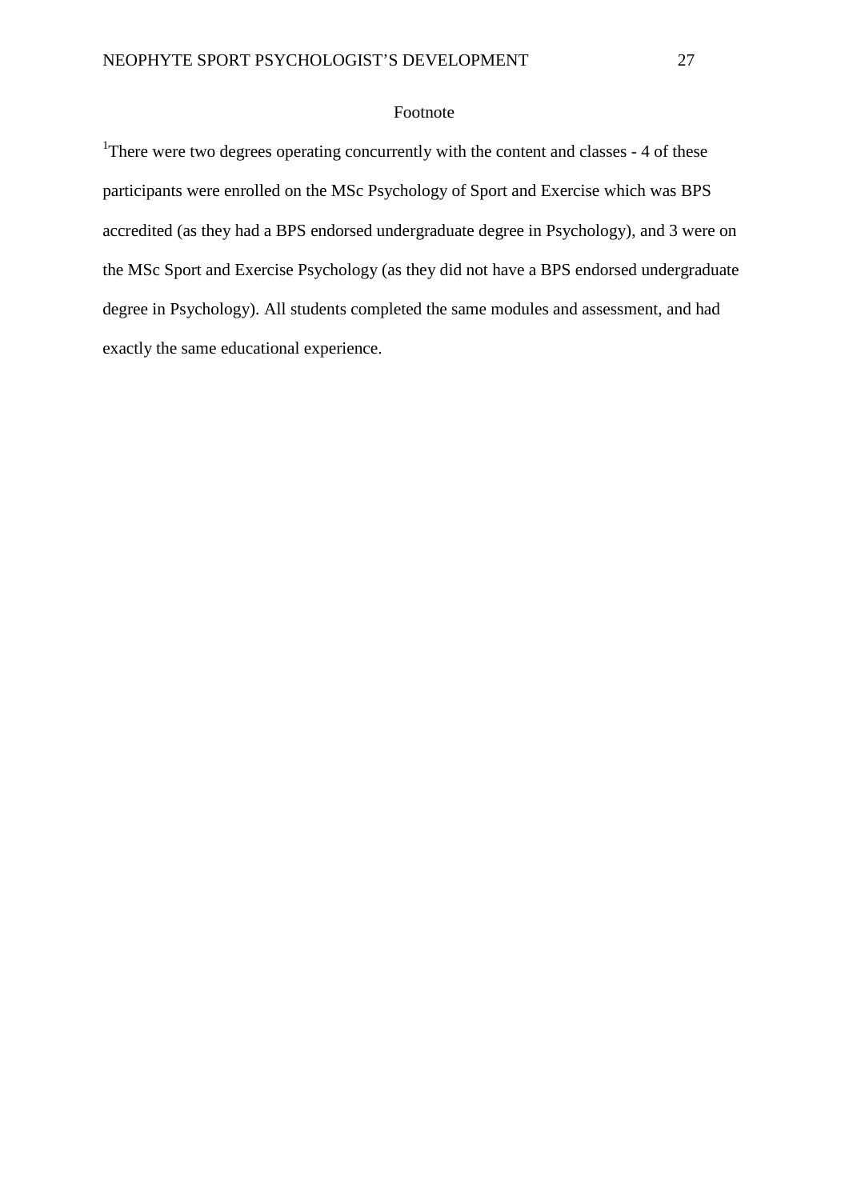# Footnote

[1]There were two degrees operating concurrently with the content and classes - 4 of these participants were enrolled on the MSc Psychology of Sport and Exercise which was BPS accredited (as they had a BPS endorsed undergraduate degree in Psychology), and 3 were on the MSc Sport and Exercise Psychology (as they did not have a BPS endorsed undergraduate degree in Psychology). All students completed the same modules and assessment, and had exactly the same educational experience.